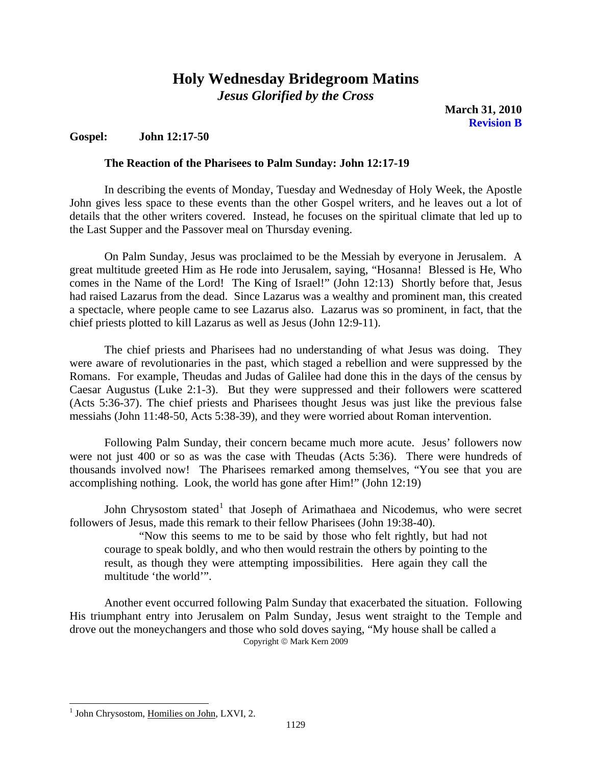# Holy Wednesday Bridegroom Matins

## *Jesus Glorified by the Cross*

**March 31, 2010**
**Revision B**

**Gospel: John 12:17-50**

### The Reaction of the Pharisees to Palm Sunday: John 12:17-19

In describing the events of Monday, Tuesday and Wednesday of Holy Week, the Apostle John gives less space to these events than the other Gospel writers, and he leaves out a lot of details that the other writers covered. Instead, he focuses on the spiritual climate that led up to the Last Supper and the Passover meal on Thursday evening.

On Palm Sunday, Jesus was proclaimed to be the Messiah by everyone in Jerusalem. A great multitude greeted Him as He rode into Jerusalem, saying, "Hosanna! Blessed is He, Who comes in the Name of the Lord! The King of Israel!" (John 12:13) Shortly before that, Jesus had raised Lazarus from the dead. Since Lazarus was a wealthy and prominent man, this created a spectacle, where people came to see Lazarus also. Lazarus was so prominent, in fact, that the chief priests plotted to kill Lazarus as well as Jesus (John 12:9-11).

The chief priests and Pharisees had no understanding of what Jesus was doing. They were aware of revolutionaries in the past, which staged a rebellion and were suppressed by the Romans. For example, Theudas and Judas of Galilee had done this in the days of the census by Caesar Augustus (Luke 2:1-3). But they were suppressed and their followers were scattered (Acts 5:36-37). The chief priests and Pharisees thought Jesus was just like the previous false messiahs (John 11:48-50, Acts 5:38-39), and they were worried about Roman intervention.

Following Palm Sunday, their concern became much more acute. Jesus' followers now were not just 400 or so as was the case with Theudas (Acts 5:36). There were hundreds of thousands involved now! The Pharisees remarked among themselves, "You see that you are accomplishing nothing. Look, the world has gone after Him!" (John 12:19)

John Chrysostom stated[1] that Joseph of Arimathaea and Nicodemus, who were secret followers of Jesus, made this remark to their fellow Pharisees (John 19:38-40).

> "Now this seems to me to be said by those who felt rightly, but had not courage to speak boldly, and who then would restrain the others by pointing to the result, as though they were attempting impossibilities. Here again they call the multitude 'the world'".

Another event occurred following Palm Sunday that exacerbated the situation. Following His triumphant entry into Jerusalem on Palm Sunday, Jesus went straight to the Temple and drove out the moneychangers and those who sold doves saying, "My house shall be called a

Copyright © Mark Kern 2009

---

[1] John Chrysostom, Homilies on John, LXVI, 2.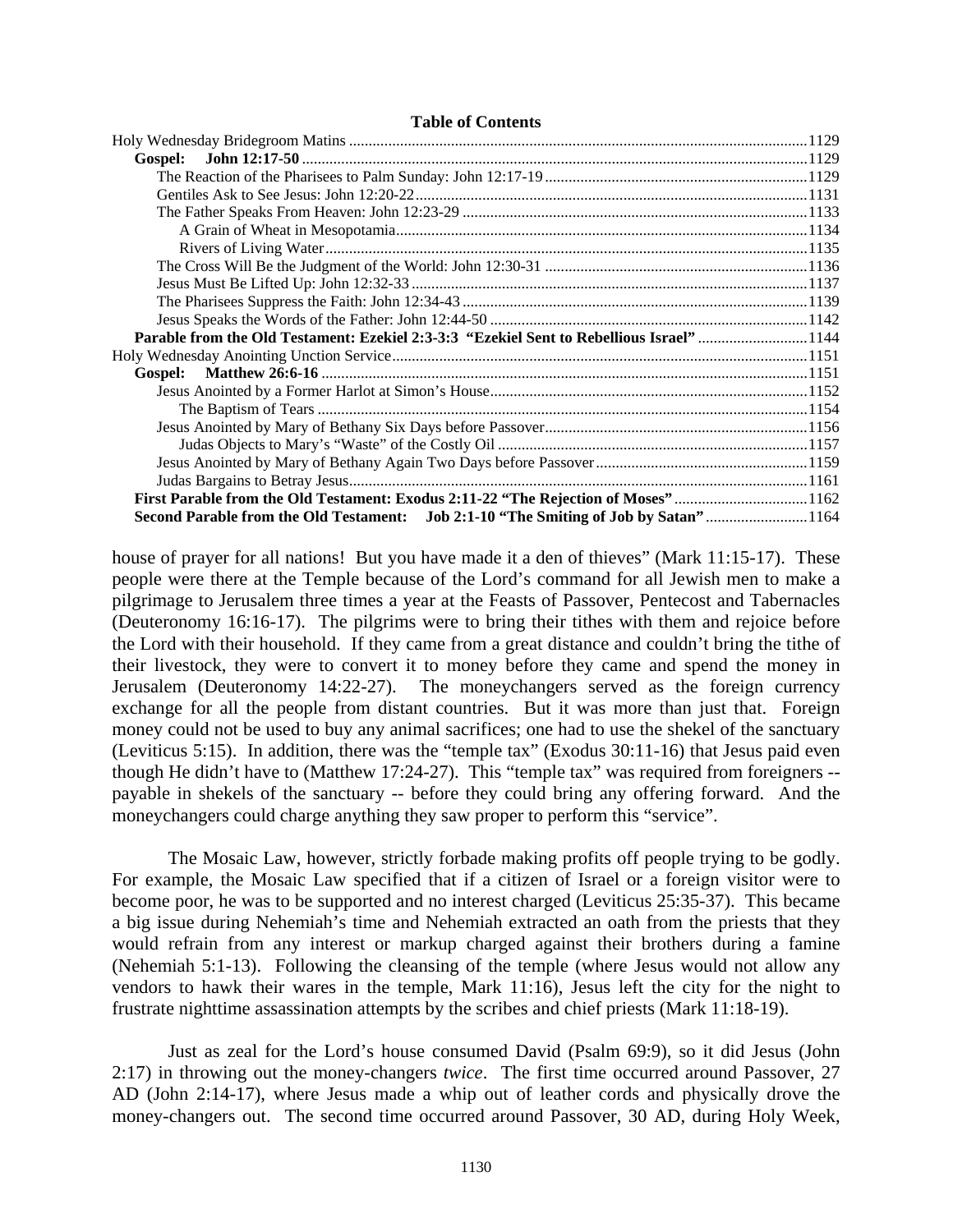**Table of Contents**

- Holy Wednesday Bridegroom Matins ........ 1129
  - **Gospel: John 12:17-50** ........ 1129
    - The Reaction of the Pharisees to Palm Sunday: John 12:17-19 ........ 1129
    - Gentiles Ask to See Jesus: John 12:20-22 ........ 1131
    - The Father Speaks From Heaven: John 12:23-29 ........ 1133
      - A Grain of Wheat in Mesopotamia ........ 1134
      - Rivers of Living Water ........ 1135
    - The Cross Will Be the Judgment of the World: John 12:30-31 ........ 1136
    - Jesus Must Be Lifted Up: John 12:32-33 ........ 1137
    - The Pharisees Suppress the Faith: John 12:34-43 ........ 1139
    - Jesus Speaks the Words of the Father: John 12:44-50 ........ 1142
  - **Parable from the Old Testament: Ezekiel 2:3-3:3 "Ezekiel Sent to Rebellious Israel"** ........ 1144
- Holy Wednesday Anointing Unction Service ........ 1151
  - **Gospel: Matthew 26:6-16** ........ 1151
    - Jesus Anointed by a Former Harlot at Simon's House ........ 1152
      - The Baptism of Tears ........ 1154
    - Jesus Anointed by Mary of Bethany Six Days before Passover ........ 1156
      - Judas Objects to Mary's "Waste" of the Costly Oil ........ 1157
    - Jesus Anointed by Mary of Bethany Again Two Days before Passover ........ 1159
    - Judas Bargains to Betray Jesus ........ 1161
  - **First Parable from the Old Testament: Exodus 2:11-22 "The Rejection of Moses"** ........ 1162
  - **Second Parable from the Old Testament: Job 2:1-10 "The Smiting of Job by Satan"** ........ 1164

house of prayer for all nations! But you have made it a den of thieves" (Mark 11:15-17). These people were there at the Temple because of the Lord's command for all Jewish men to make a pilgrimage to Jerusalem three times a year at the Feasts of Passover, Pentecost and Tabernacles (Deuteronomy 16:16-17). The pilgrims were to bring their tithes with them and rejoice before the Lord with their household. If they came from a great distance and couldn't bring the tithe of their livestock, they were to convert it to money before they came and spend the money in Jerusalem (Deuteronomy 14:22-27). The moneychangers served as the foreign currency exchange for all the people from distant countries. But it was more than just that. Foreign money could not be used to buy any animal sacrifices; one had to use the shekel of the sanctuary (Leviticus 5:15). In addition, there was the "temple tax" (Exodus 30:11-16) that Jesus paid even though He didn't have to (Matthew 17:24-27). This "temple tax" was required from foreigners -- payable in shekels of the sanctuary -- before they could bring any offering forward. And the moneychangers could charge anything they saw proper to perform this "service".

The Mosaic Law, however, strictly forbade making profits off people trying to be godly. For example, the Mosaic Law specified that if a citizen of Israel or a foreign visitor were to become poor, he was to be supported and no interest charged (Leviticus 25:35-37). This became a big issue during Nehemiah's time and Nehemiah extracted an oath from the priests that they would refrain from any interest or markup charged against their brothers during a famine (Nehemiah 5:1-13). Following the cleansing of the temple (where Jesus would not allow any vendors to hawk their wares in the temple, Mark 11:16), Jesus left the city for the night to frustrate nighttime assassination attempts by the scribes and chief priests (Mark 11:18-19).

Just as zeal for the Lord's house consumed David (Psalm 69:9), so it did Jesus (John 2:17) in throwing out the money-changers *twice*. The first time occurred around Passover, 27 AD (John 2:14-17), where Jesus made a whip out of leather cords and physically drove the money-changers out. The second time occurred around Passover, 30 AD, during Holy Week,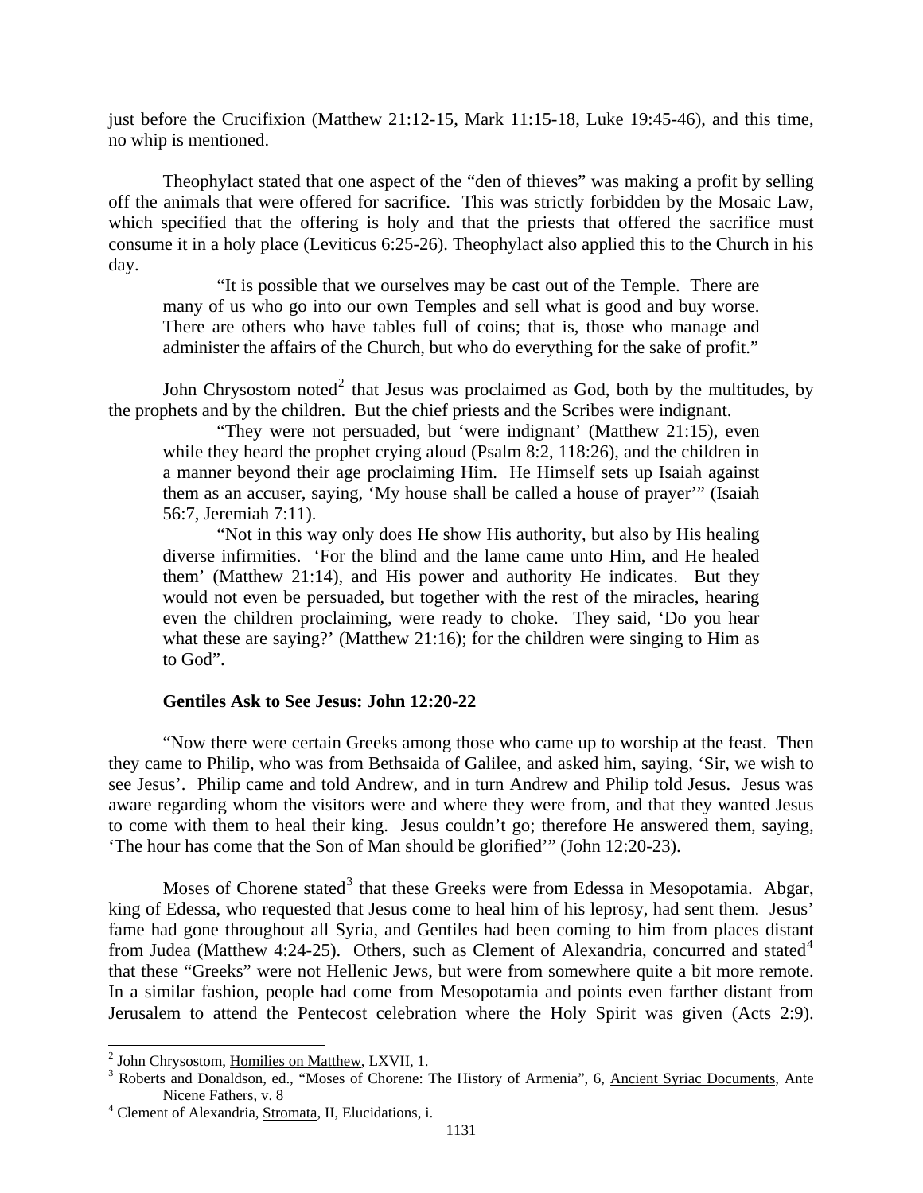just before the Crucifixion (Matthew 21:12-15, Mark 11:15-18, Luke 19:45-46), and this time, no whip is mentioned.

Theophylact stated that one aspect of the "den of thieves" was making a profit by selling off the animals that were offered for sacrifice. This was strictly forbidden by the Mosaic Law, which specified that the offering is holy and that the priests that offered the sacrifice must consume it in a holy place (Leviticus 6:25-26). Theophylact also applied this to the Church in his day.

> "It is possible that we ourselves may be cast out of the Temple. There are many of us who go into our own Temples and sell what is good and buy worse. There are others who have tables full of coins; that is, those who manage and administer the affairs of the Church, but who do everything for the sake of profit."

John Chrysostom noted[2] that Jesus was proclaimed as God, both by the multitudes, by the prophets and by the children. But the chief priests and the Scribes were indignant.

> "They were not persuaded, but 'were indignant' (Matthew 21:15), even while they heard the prophet crying aloud (Psalm 8:2, 118:26), and the children in a manner beyond their age proclaiming Him. He Himself sets up Isaiah against them as an accuser, saying, 'My house shall be called a house of prayer'" (Isaiah 56:7, Jeremiah 7:11).
>
> "Not in this way only does He show His authority, but also by His healing diverse infirmities. 'For the blind and the lame came unto Him, and He healed them' (Matthew 21:14), and His power and authority He indicates. But they would not even be persuaded, but together with the rest of the miracles, hearing even the children proclaiming, were ready to choke. They said, 'Do you hear what these are saying?' (Matthew 21:16); for the children were singing to Him as to God".

**Gentiles Ask to See Jesus: John 12:20-22**

"Now there were certain Greeks among those who came up to worship at the feast. Then they came to Philip, who was from Bethsaida of Galilee, and asked him, saying, 'Sir, we wish to see Jesus'. Philip came and told Andrew, and in turn Andrew and Philip told Jesus. Jesus was aware regarding whom the visitors were and where they were from, and that they wanted Jesus to come with them to heal their king. Jesus couldn't go; therefore He answered them, saying, 'The hour has come that the Son of Man should be glorified'" (John 12:20-23).

Moses of Chorene stated[3] that these Greeks were from Edessa in Mesopotamia. Abgar, king of Edessa, who requested that Jesus come to heal him of his leprosy, had sent them. Jesus' fame had gone throughout all Syria, and Gentiles had been coming to him from places distant from Judea (Matthew 4:24-25). Others, such as Clement of Alexandria, concurred and stated[4] that these "Greeks" were not Hellenic Jews, but were from somewhere quite a bit more remote. In a similar fashion, people had come from Mesopotamia and points even farther distant from Jerusalem to attend the Pentecost celebration where the Holy Spirit was given (Acts 2:9).

---

[2] John Chrysostom, Homilies on Matthew, LXVII, 1.

[3] Roberts and Donaldson, ed., "Moses of Chorene: The History of Armenia", 6, Ancient Syriac Documents, Ante Nicene Fathers, v. 8

[4] Clement of Alexandria, Stromata, II, Elucidations, i.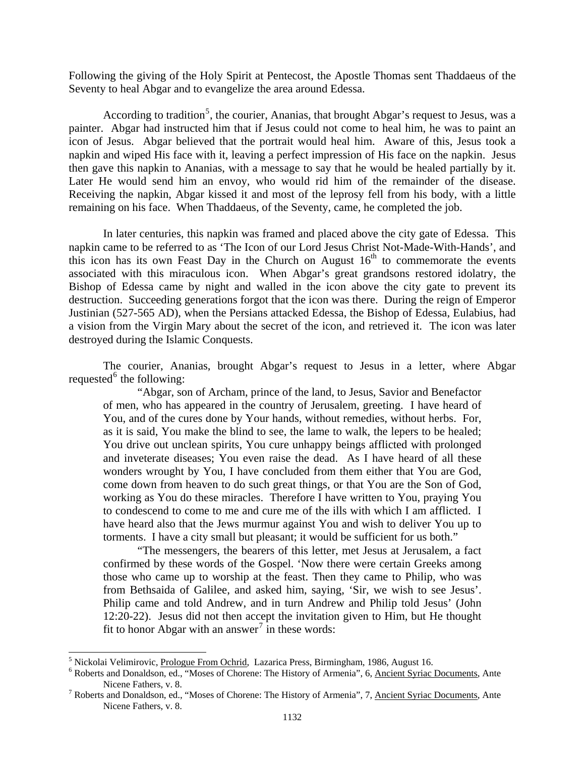Following the giving of the Holy Spirit at Pentecost, the Apostle Thomas sent Thaddaeus of the Seventy to heal Abgar and to evangelize the area around Edessa.

According to tradition[5], the courier, Ananias, that brought Abgar's request to Jesus, was a painter. Abgar had instructed him that if Jesus could not come to heal him, he was to paint an icon of Jesus. Abgar believed that the portrait would heal him. Aware of this, Jesus took a napkin and wiped His face with it, leaving a perfect impression of His face on the napkin. Jesus then gave this napkin to Ananias, with a message to say that he would be healed partially by it. Later He would send him an envoy, who would rid him of the remainder of the disease. Receiving the napkin, Abgar kissed it and most of the leprosy fell from his body, with a little remaining on his face. When Thaddaeus, of the Seventy, came, he completed the job.

In later centuries, this napkin was framed and placed above the city gate of Edessa. This napkin came to be referred to as 'The Icon of our Lord Jesus Christ Not-Made-With-Hands', and this icon has its own Feast Day in the Church on August 16th to commemorate the events associated with this miraculous icon. When Abgar's great grandsons restored idolatry, the Bishop of Edessa came by night and walled in the icon above the city gate to prevent its destruction. Succeeding generations forgot that the icon was there. During the reign of Emperor Justinian (527-565 AD), when the Persians attacked Edessa, the Bishop of Edessa, Eulabius, had a vision from the Virgin Mary about the secret of the icon, and retrieved it. The icon was later destroyed during the Islamic Conquests.

The courier, Ananias, brought Abgar's request to Jesus in a letter, where Abgar requested[6] the following:

> "Abgar, son of Archam, prince of the land, to Jesus, Savior and Benefactor of men, who has appeared in the country of Jerusalem, greeting. I have heard of You, and of the cures done by Your hands, without remedies, without herbs. For, as it is said, You make the blind to see, the lame to walk, the lepers to be healed; You drive out unclean spirits, You cure unhappy beings afflicted with prolonged and inveterate diseases; You even raise the dead. As I have heard of all these wonders wrought by You, I have concluded from them either that You are God, come down from heaven to do such great things, or that You are the Son of God, working as You do these miracles. Therefore I have written to You, praying You to condescend to come to me and cure me of the ills with which I am afflicted. I have heard also that the Jews murmur against You and wish to deliver You up to torments. I have a city small but pleasant; it would be sufficient for us both."
>
> "The messengers, the bearers of this letter, met Jesus at Jerusalem, a fact confirmed by these words of the Gospel. 'Now there were certain Greeks among those who came up to worship at the feast. Then they came to Philip, who was from Bethsaida of Galilee, and asked him, saying, 'Sir, we wish to see Jesus'. Philip came and told Andrew, and in turn Andrew and Philip told Jesus' (John 12:20-22). Jesus did not then accept the invitation given to Him, but He thought fit to honor Abgar with an answer[7] in these words:

---

[5] Nickolai Velimirovic, Prologue From Ochrid, Lazarica Press, Birmingham, 1986, August 16.

[6] Roberts and Donaldson, ed., "Moses of Chorene: The History of Armenia", 6, Ancient Syriac Documents, Ante Nicene Fathers, v. 8.

[7] Roberts and Donaldson, ed., "Moses of Chorene: The History of Armenia", 7, Ancient Syriac Documents, Ante Nicene Fathers, v. 8.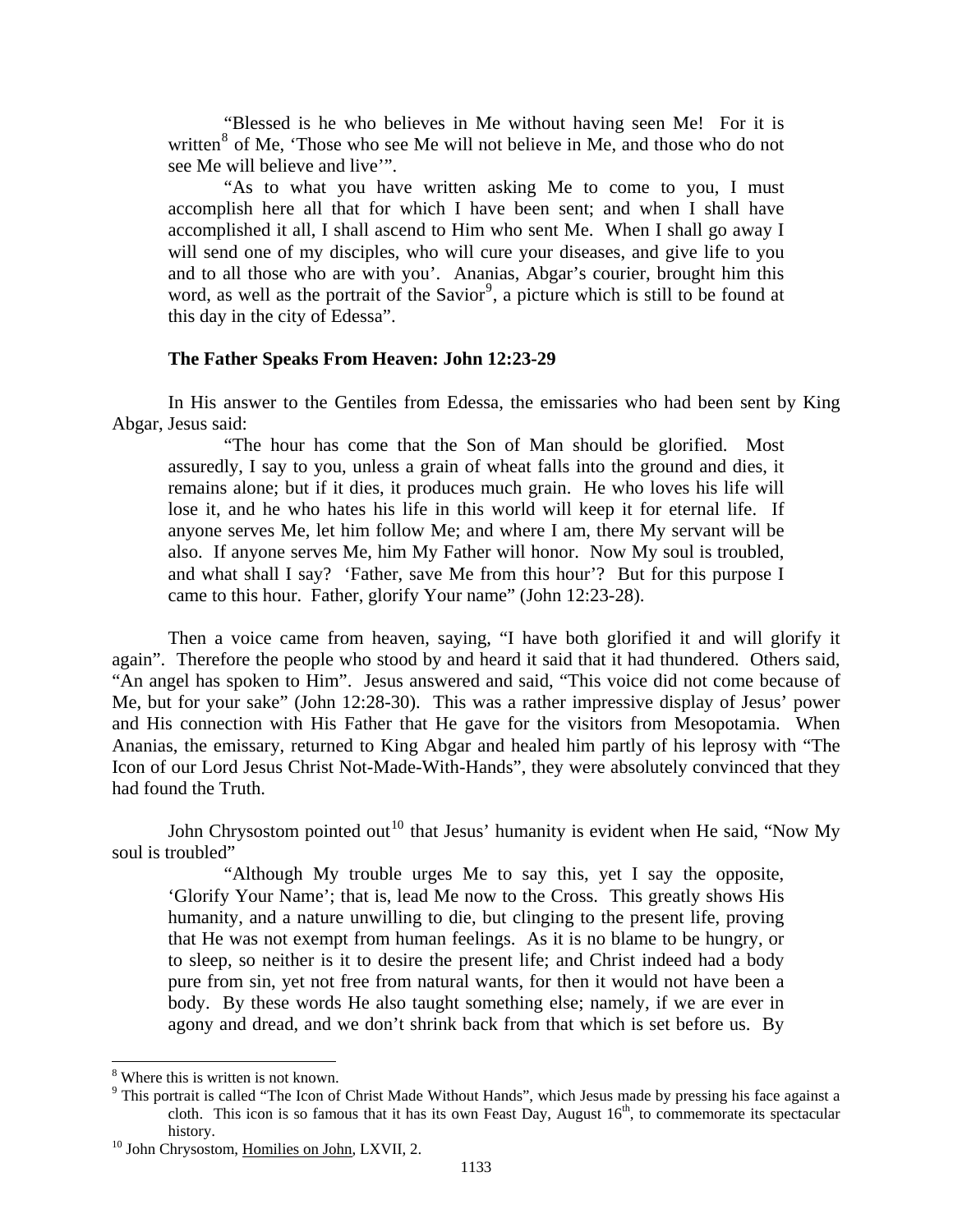> "Blessed is he who believes in Me without having seen Me! For it is written[8] of Me, 'Those who see Me will not believe in Me, and those who do not see Me will believe and live'".
>
> "As to what you have written asking Me to come to you, I must accomplish here all that for which I have been sent; and when I shall have accomplished it all, I shall ascend to Him who sent Me. When I shall go away I will send one of my disciples, who will cure your diseases, and give life to you and to all those who are with you'. Ananias, Abgar's courier, brought him this word, as well as the portrait of the Savior[9], a picture which is still to be found at this day in the city of Edessa".

### The Father Speaks From Heaven: John 12:23-29

In His answer to the Gentiles from Edessa, the emissaries who had been sent by King Abgar, Jesus said:

> "The hour has come that the Son of Man should be glorified. Most assuredly, I say to you, unless a grain of wheat falls into the ground and dies, it remains alone; but if it dies, it produces much grain. He who loves his life will lose it, and he who hates his life in this world will keep it for eternal life. If anyone serves Me, let him follow Me; and where I am, there My servant will be also. If anyone serves Me, him My Father will honor. Now My soul is troubled, and what shall I say? 'Father, save Me from this hour'? But for this purpose I came to this hour. Father, glorify Your name" (John 12:23-28).

Then a voice came from heaven, saying, "I have both glorified it and will glorify it again". Therefore the people who stood by and heard it said that it had thundered. Others said, "An angel has spoken to Him". Jesus answered and said, "This voice did not come because of Me, but for your sake" (John 12:28-30). This was a rather impressive display of Jesus' power and His connection with His Father that He gave for the visitors from Mesopotamia. When Ananias, the emissary, returned to King Abgar and healed him partly of his leprosy with "The Icon of our Lord Jesus Christ Not-Made-With-Hands", they were absolutely convinced that they had found the Truth.

John Chrysostom pointed out[10] that Jesus' humanity is evident when He said, "Now My soul is troubled"

> "Although My trouble urges Me to say this, yet I say the opposite, 'Glorify Your Name'; that is, lead Me now to the Cross. This greatly shows His humanity, and a nature unwilling to die, but clinging to the present life, proving that He was not exempt from human feelings. As it is no blame to be hungry, or to sleep, so neither is it to desire the present life; and Christ indeed had a body pure from sin, yet not free from natural wants, for then it would not have been a body. By these words He also taught something else; namely, if we are ever in agony and dread, and we don't shrink back from that which is set before us. By

---

[8] Where this is written is not known.

[9] This portrait is called "The Icon of Christ Made Without Hands", which Jesus made by pressing his face against a cloth. This icon is so famous that it has its own Feast Day, August 16th, to commemorate its spectacular history.

[10] John Chrysostom, Homilies on John, LXVII, 2.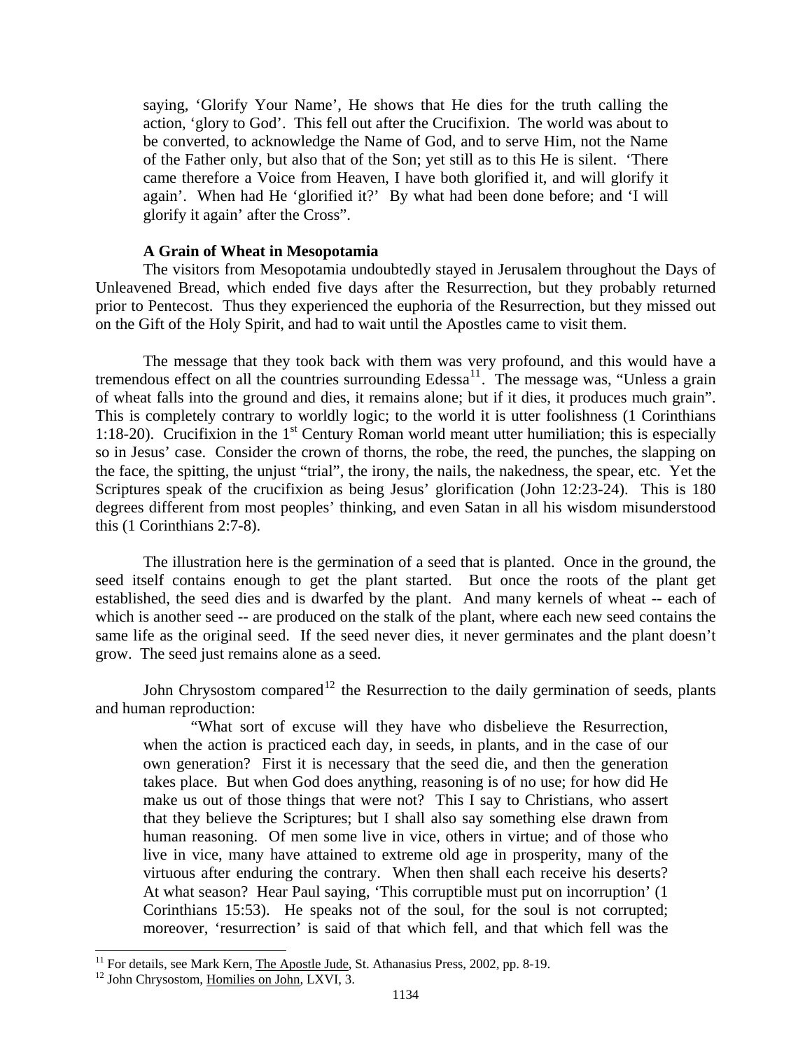> saying, 'Glorify Your Name', He shows that He dies for the truth calling the action, 'glory to God'. This fell out after the Crucifixion. The world was about to be converted, to acknowledge the Name of God, and to serve Him, not the Name of the Father only, but also that of the Son; yet still as to this He is silent. 'There came therefore a Voice from Heaven, I have both glorified it, and will glorify it again'. When had He 'glorified it?' By what had been done before; and 'I will glorify it again' after the Cross".

### A Grain of Wheat in Mesopotamia

The visitors from Mesopotamia undoubtedly stayed in Jerusalem throughout the Days of Unleavened Bread, which ended five days after the Resurrection, but they probably returned prior to Pentecost. Thus they experienced the euphoria of the Resurrection, but they missed out on the Gift of the Holy Spirit, and had to wait until the Apostles came to visit them.

The message that they took back with them was very profound, and this would have a tremendous effect on all the countries surrounding Edessa[11]. The message was, "Unless a grain of wheat falls into the ground and dies, it remains alone; but if it dies, it produces much grain". This is completely contrary to worldly logic; to the world it is utter foolishness (1 Corinthians 1:18-20). Crucifixion in the 1st Century Roman world meant utter humiliation; this is especially so in Jesus' case. Consider the crown of thorns, the robe, the reed, the punches, the slapping on the face, the spitting, the unjust "trial", the irony, the nails, the nakedness, the spear, etc. Yet the Scriptures speak of the crucifixion as being Jesus' glorification (John 12:23-24). This is 180 degrees different from most peoples' thinking, and even Satan in all his wisdom misunderstood this (1 Corinthians 2:7-8).

The illustration here is the germination of a seed that is planted. Once in the ground, the seed itself contains enough to get the plant started. But once the roots of the plant get established, the seed dies and is dwarfed by the plant. And many kernels of wheat -- each of which is another seed -- are produced on the stalk of the plant, where each new seed contains the same life as the original seed. If the seed never dies, it never germinates and the plant doesn't grow. The seed just remains alone as a seed.

John Chrysostom compared[12] the Resurrection to the daily germination of seeds, plants and human reproduction:

> "What sort of excuse will they have who disbelieve the Resurrection, when the action is practiced each day, in seeds, in plants, and in the case of our own generation? First it is necessary that the seed die, and then the generation takes place. But when God does anything, reasoning is of no use; for how did He make us out of those things that were not? This I say to Christians, who assert that they believe the Scriptures; but I shall also say something else drawn from human reasoning. Of men some live in vice, others in virtue; and of those who live in vice, many have attained to extreme old age in prosperity, many of the virtuous after enduring the contrary. When then shall each receive his deserts? At what season? Hear Paul saying, 'This corruptible must put on incorruption' (1 Corinthians 15:53). He speaks not of the soul, for the soul is not corrupted; moreover, 'resurrection' is said of that which fell, and that which fell was the

---

[11] For details, see Mark Kern, The Apostle Jude, St. Athanasius Press, 2002, pp. 8-19.

[12] John Chrysostom, Homilies on John, LXVI, 3.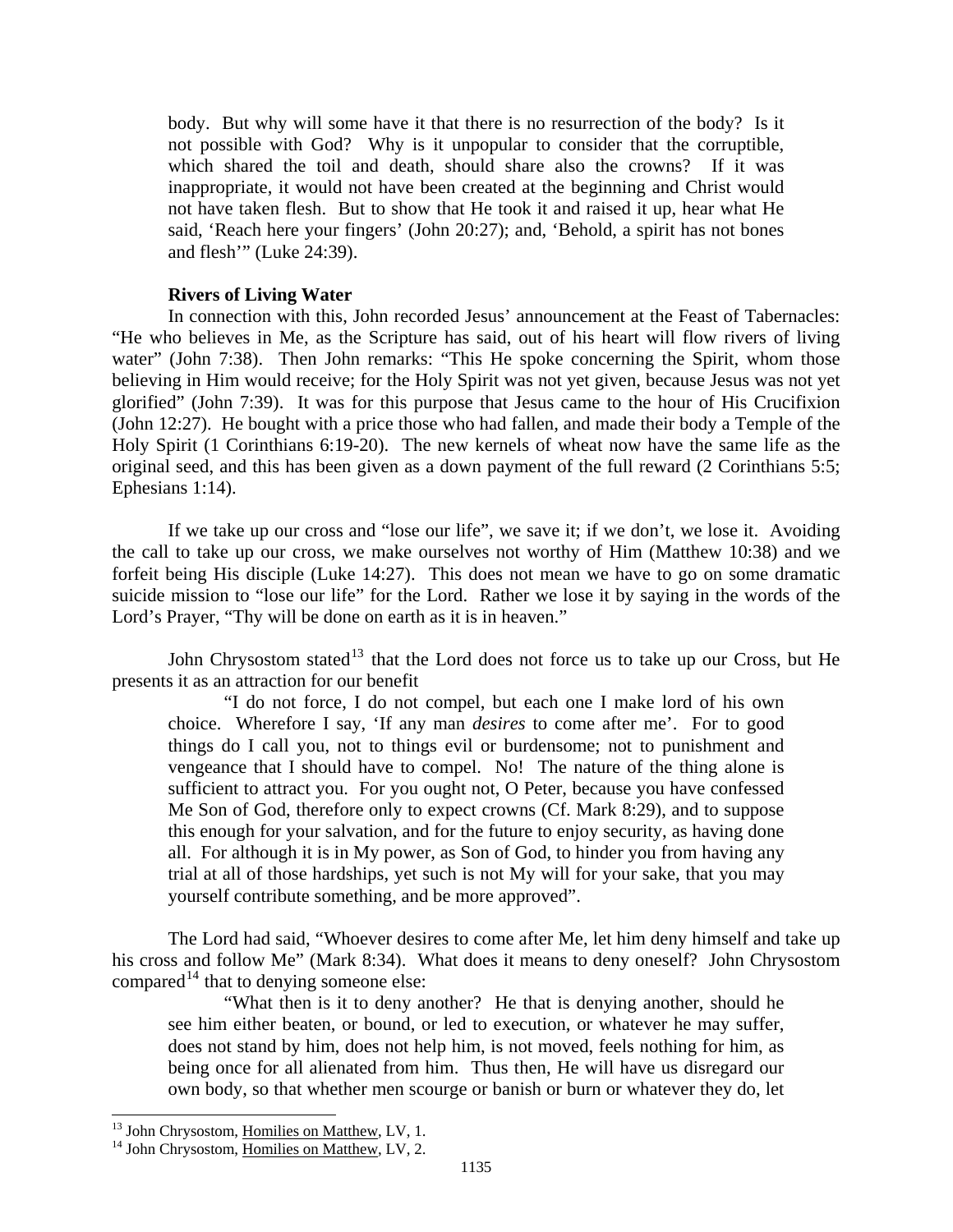body. But why will some have it that there is no resurrection of the body? Is it not possible with God? Why is it unpopular to consider that the corruptible, which shared the toil and death, should share also the crowns? If it was inappropriate, it would not have been created at the beginning and Christ would not have taken flesh. But to show that He took it and raised it up, hear what He said, 'Reach here your fingers' (John 20:27); and, 'Behold, a spirit has not bones and flesh'" (Luke 24:39).

**Rivers of Living Water**

In connection with this, John recorded Jesus' announcement at the Feast of Tabernacles: "He who believes in Me, as the Scripture has said, out of his heart will flow rivers of living water" (John 7:38). Then John remarks: "This He spoke concerning the Spirit, whom those believing in Him would receive; for the Holy Spirit was not yet given, because Jesus was not yet glorified" (John 7:39). It was for this purpose that Jesus came to the hour of His Crucifixion (John 12:27). He bought with a price those who had fallen, and made their body a Temple of the Holy Spirit (1 Corinthians 6:19-20). The new kernels of wheat now have the same life as the original seed, and this has been given as a down payment of the full reward (2 Corinthians 5:5; Ephesians 1:14).

If we take up our cross and "lose our life", we save it; if we don't, we lose it. Avoiding the call to take up our cross, we make ourselves not worthy of Him (Matthew 10:38) and we forfeit being His disciple (Luke 14:27). This does not mean we have to go on some dramatic suicide mission to "lose our life" for the Lord. Rather we lose it by saying in the words of the Lord's Prayer, "Thy will be done on earth as it is in heaven."

John Chrysostom stated[13] that the Lord does not force us to take up our Cross, but He presents it as an attraction for our benefit

> "I do not force, I do not compel, but each one I make lord of his own choice. Wherefore I say, 'If any man *desires* to come after me'. For to good things do I call you, not to things evil or burdensome; not to punishment and vengeance that I should have to compel. No! The nature of the thing alone is sufficient to attract you. For you ought not, O Peter, because you have confessed Me Son of God, therefore only to expect crowns (Cf. Mark 8:29), and to suppose this enough for your salvation, and for the future to enjoy security, as having done all. For although it is in My power, as Son of God, to hinder you from having any trial at all of those hardships, yet such is not My will for your sake, that you may yourself contribute something, and be more approved".

The Lord had said, "Whoever desires to come after Me, let him deny himself and take up his cross and follow Me" (Mark 8:34). What does it means to deny oneself? John Chrysostom compared[14] that to denying someone else:

> "What then is it to deny another? He that is denying another, should he see him either beaten, or bound, or led to execution, or whatever he may suffer, does not stand by him, does not help him, is not moved, feels nothing for him, as being once for all alienated from him. Thus then, He will have us disregard our own body, so that whether men scourge or banish or burn or whatever they do, let

---

[13] John Chrysostom, Homilies on Matthew, LV, 1.

[14] John Chrysostom, Homilies on Matthew, LV, 2.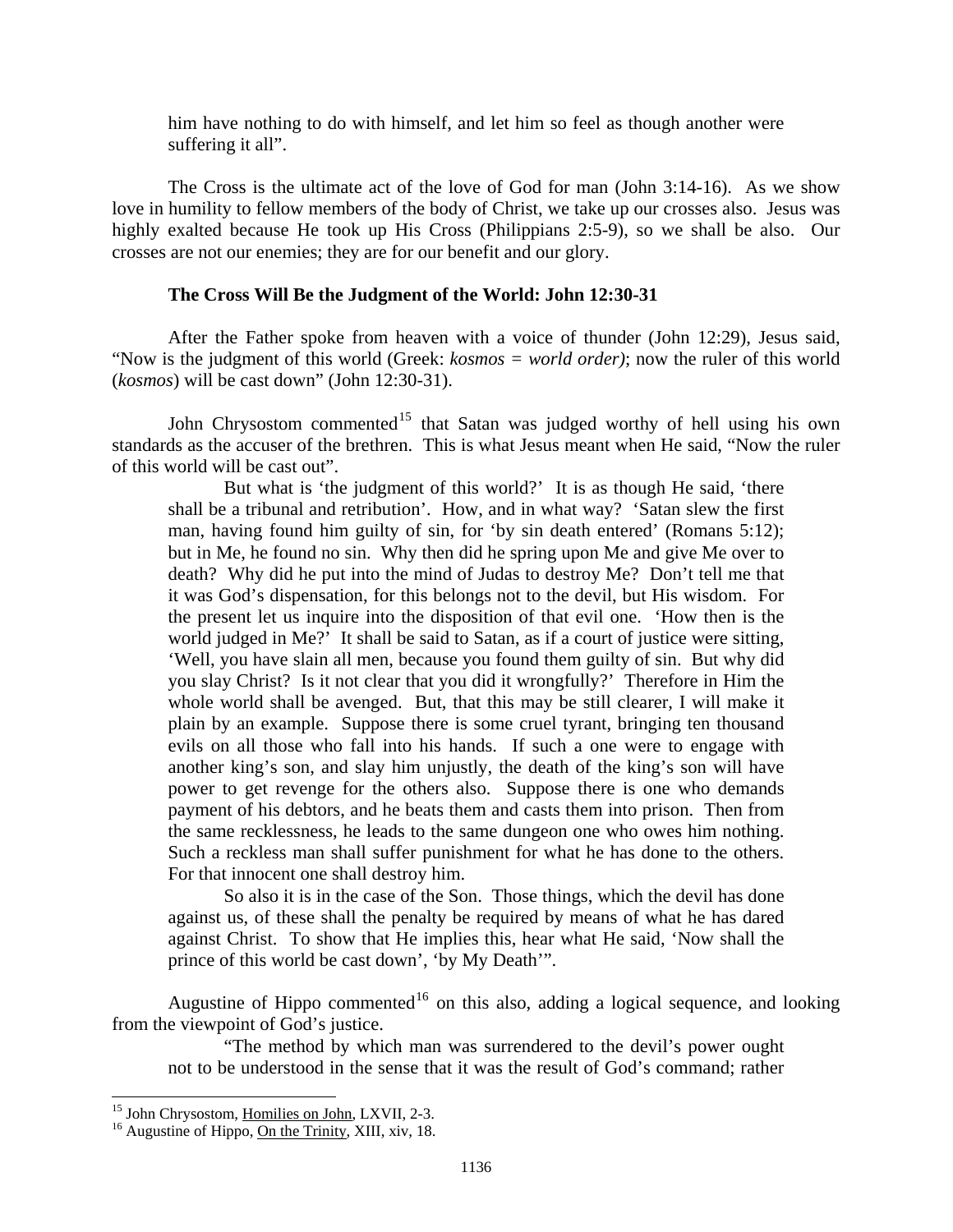> him have nothing to do with himself, and let him so feel as though another were suffering it all".

The Cross is the ultimate act of the love of God for man (John 3:14-16). As we show love in humility to fellow members of the body of Christ, we take up our crosses also. Jesus was highly exalted because He took up His Cross (Philippians 2:5-9), so we shall be also. Our crosses are not our enemies; they are for our benefit and our glory.

### The Cross Will Be the Judgment of the World: John 12:30-31

After the Father spoke from heaven with a voice of thunder (John 12:29), Jesus said, "Now is the judgment of this world (Greek: *kosmos = world order)*; now the ruler of this world (*kosmos*) will be cast down" (John 12:30-31).

John Chrysostom commented[15] that Satan was judged worthy of hell using his own standards as the accuser of the brethren. This is what Jesus meant when He said, "Now the ruler of this world will be cast out".

> But what is 'the judgment of this world?' It is as though He said, 'there shall be a tribunal and retribution'. How, and in what way? 'Satan slew the first man, having found him guilty of sin, for 'by sin death entered' (Romans 5:12); but in Me, he found no sin. Why then did he spring upon Me and give Me over to death? Why did he put into the mind of Judas to destroy Me? Don't tell me that it was God's dispensation, for this belongs not to the devil, but His wisdom. For the present let us inquire into the disposition of that evil one. 'How then is the world judged in Me?' It shall be said to Satan, as if a court of justice were sitting, 'Well, you have slain all men, because you found them guilty of sin. But why did you slay Christ? Is it not clear that you did it wrongfully?' Therefore in Him the whole world shall be avenged. But, that this may be still clearer, I will make it plain by an example. Suppose there is some cruel tyrant, bringing ten thousand evils on all those who fall into his hands. If such a one were to engage with another king's son, and slay him unjustly, the death of the king's son will have power to get revenge for the others also. Suppose there is one who demands payment of his debtors, and he beats them and casts them into prison. Then from the same recklessness, he leads to the same dungeon one who owes him nothing. Such a reckless man shall suffer punishment for what he has done to the others. For that innocent one shall destroy him.
>
> So also it is in the case of the Son. Those things, which the devil has done against us, of these shall the penalty be required by means of what he has dared against Christ. To show that He implies this, hear what He said, 'Now shall the prince of this world be cast down', 'by My Death'".

Augustine of Hippo commented[16] on this also, adding a logical sequence, and looking from the viewpoint of God's justice.

> "The method by which man was surrendered to the devil's power ought not to be understood in the sense that it was the result of God's command; rather

---

[15] John Chrysostom, Homilies on John, LXVII, 2-3.

[16] Augustine of Hippo, On the Trinity, XIII, xiv, 18.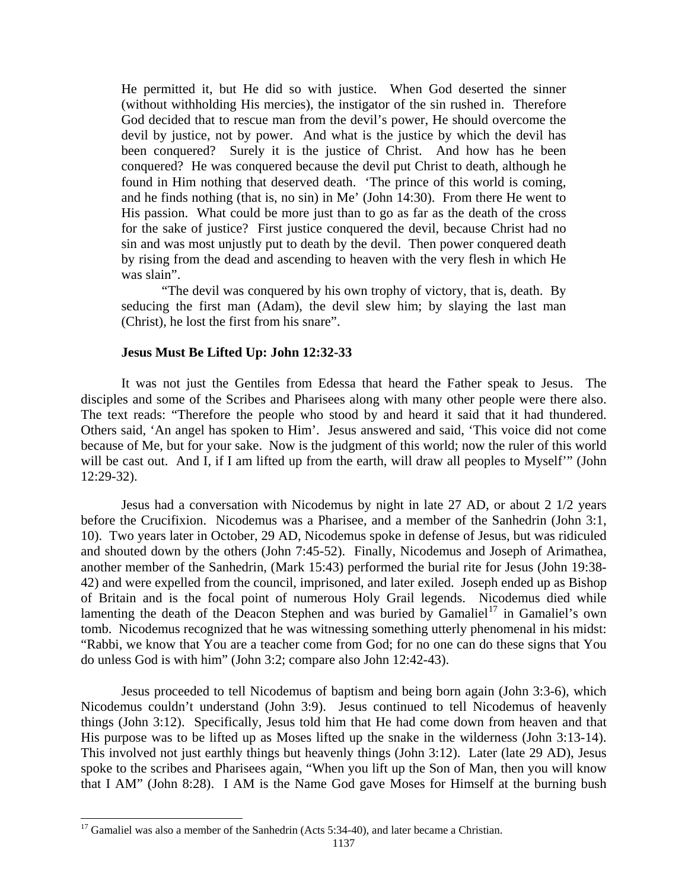He permitted it, but He did so with justice. When God deserted the sinner (without withholding His mercies), the instigator of the sin rushed in. Therefore God decided that to rescue man from the devil's power, He should overcome the devil by justice, not by power. And what is the justice by which the devil has been conquered? Surely it is the justice of Christ. And how has he been conquered? He was conquered because the devil put Christ to death, although he found in Him nothing that deserved death. 'The prince of this world is coming, and he finds nothing (that is, no sin) in Me' (John 14:30). From there He went to His passion. What could be more just than to go as far as the death of the cross for the sake of justice? First justice conquered the devil, because Christ had no sin and was most unjustly put to death by the devil. Then power conquered death by rising from the dead and ascending to heaven with the very flesh in which He was slain".

"The devil was conquered by his own trophy of victory, that is, death. By seducing the first man (Adam), the devil slew him; by slaying the last man (Christ), he lost the first from his snare".

**Jesus Must Be Lifted Up: John 12:32-33**

It was not just the Gentiles from Edessa that heard the Father speak to Jesus. The disciples and some of the Scribes and Pharisees along with many other people were there also. The text reads: "Therefore the people who stood by and heard it said that it had thundered. Others said, 'An angel has spoken to Him'. Jesus answered and said, 'This voice did not come because of Me, but for your sake. Now is the judgment of this world; now the ruler of this world will be cast out. And I, if I am lifted up from the earth, will draw all peoples to Myself'" (John 12:29-32).

Jesus had a conversation with Nicodemus by night in late 27 AD, or about 2 1/2 years before the Crucifixion. Nicodemus was a Pharisee, and a member of the Sanhedrin (John 3:1, 10). Two years later in October, 29 AD, Nicodemus spoke in defense of Jesus, but was ridiculed and shouted down by the others (John 7:45-52). Finally, Nicodemus and Joseph of Arimathea, another member of the Sanhedrin, (Mark 15:43) performed the burial rite for Jesus (John 19:38-42) and were expelled from the council, imprisoned, and later exiled. Joseph ended up as Bishop of Britain and is the focal point of numerous Holy Grail legends. Nicodemus died while lamenting the death of the Deacon Stephen and was buried by Gamaliel[17] in Gamaliel's own tomb. Nicodemus recognized that he was witnessing something utterly phenomenal in his midst: "Rabbi, we know that You are a teacher come from God; for no one can do these signs that You do unless God is with him" (John 3:2; compare also John 12:42-43).

Jesus proceeded to tell Nicodemus of baptism and being born again (John 3:3-6), which Nicodemus couldn't understand (John 3:9). Jesus continued to tell Nicodemus of heavenly things (John 3:12). Specifically, Jesus told him that He had come down from heaven and that His purpose was to be lifted up as Moses lifted up the snake in the wilderness (John 3:13-14). This involved not just earthly things but heavenly things (John 3:12). Later (late 29 AD), Jesus spoke to the scribes and Pharisees again, "When you lift up the Son of Man, then you will know that I AM" (John 8:28). I AM is the Name God gave Moses for Himself at the burning bush

[17] Gamaliel was also a member of the Sanhedrin (Acts 5:34-40), and later became a Christian.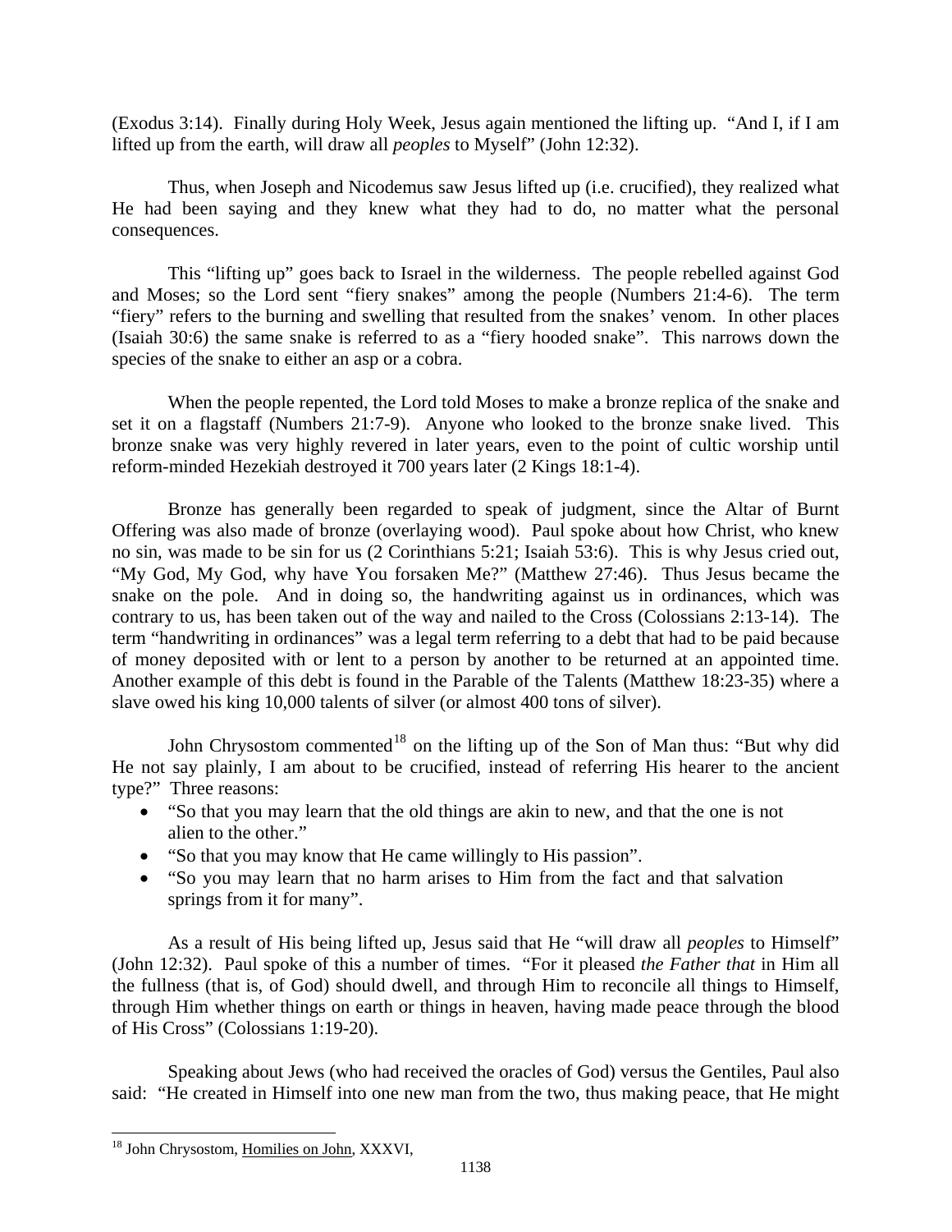(Exodus 3:14). Finally during Holy Week, Jesus again mentioned the lifting up. "And I, if I am lifted up from the earth, will draw all *peoples* to Myself" (John 12:32).

Thus, when Joseph and Nicodemus saw Jesus lifted up (i.e. crucified), they realized what He had been saying and they knew what they had to do, no matter what the personal consequences.

This "lifting up" goes back to Israel in the wilderness. The people rebelled against God and Moses; so the Lord sent "fiery snakes" among the people (Numbers 21:4-6). The term "fiery" refers to the burning and swelling that resulted from the snakes' venom. In other places (Isaiah 30:6) the same snake is referred to as a "fiery hooded snake". This narrows down the species of the snake to either an asp or a cobra.

When the people repented, the Lord told Moses to make a bronze replica of the snake and set it on a flagstaff (Numbers 21:7-9). Anyone who looked to the bronze snake lived. This bronze snake was very highly revered in later years, even to the point of cultic worship until reform-minded Hezekiah destroyed it 700 years later (2 Kings 18:1-4).

Bronze has generally been regarded to speak of judgment, since the Altar of Burnt Offering was also made of bronze (overlaying wood). Paul spoke about how Christ, who knew no sin, was made to be sin for us (2 Corinthians 5:21; Isaiah 53:6). This is why Jesus cried out, "My God, My God, why have You forsaken Me?" (Matthew 27:46). Thus Jesus became the snake on the pole. And in doing so, the handwriting against us in ordinances, which was contrary to us, has been taken out of the way and nailed to the Cross (Colossians 2:13-14). The term "handwriting in ordinances" was a legal term referring to a debt that had to be paid because of money deposited with or lent to a person by another to be returned at an appointed time. Another example of this debt is found in the Parable of the Talents (Matthew 18:23-35) where a slave owed his king 10,000 talents of silver (or almost 400 tons of silver).

John Chrysostom commented[18] on the lifting up of the Son of Man thus: "But why did He not say plainly, I am about to be crucified, instead of referring His hearer to the ancient type?" Three reasons:

- "So that you may learn that the old things are akin to new, and that the one is not alien to the other."
- "So that you may know that He came willingly to His passion".
- "So you may learn that no harm arises to Him from the fact and that salvation springs from it for many".

As a result of His being lifted up, Jesus said that He "will draw all *peoples* to Himself" (John 12:32). Paul spoke of this a number of times. "For it pleased *the Father that* in Him all the fullness (that is, of God) should dwell, and through Him to reconcile all things to Himself, through Him whether things on earth or things in heaven, having made peace through the blood of His Cross" (Colossians 1:19-20).

Speaking about Jews (who had received the oracles of God) versus the Gentiles, Paul also said: "He created in Himself into one new man from the two, thus making peace, that He might

[18] John Chrysostom, Homilies on John, XXXVI,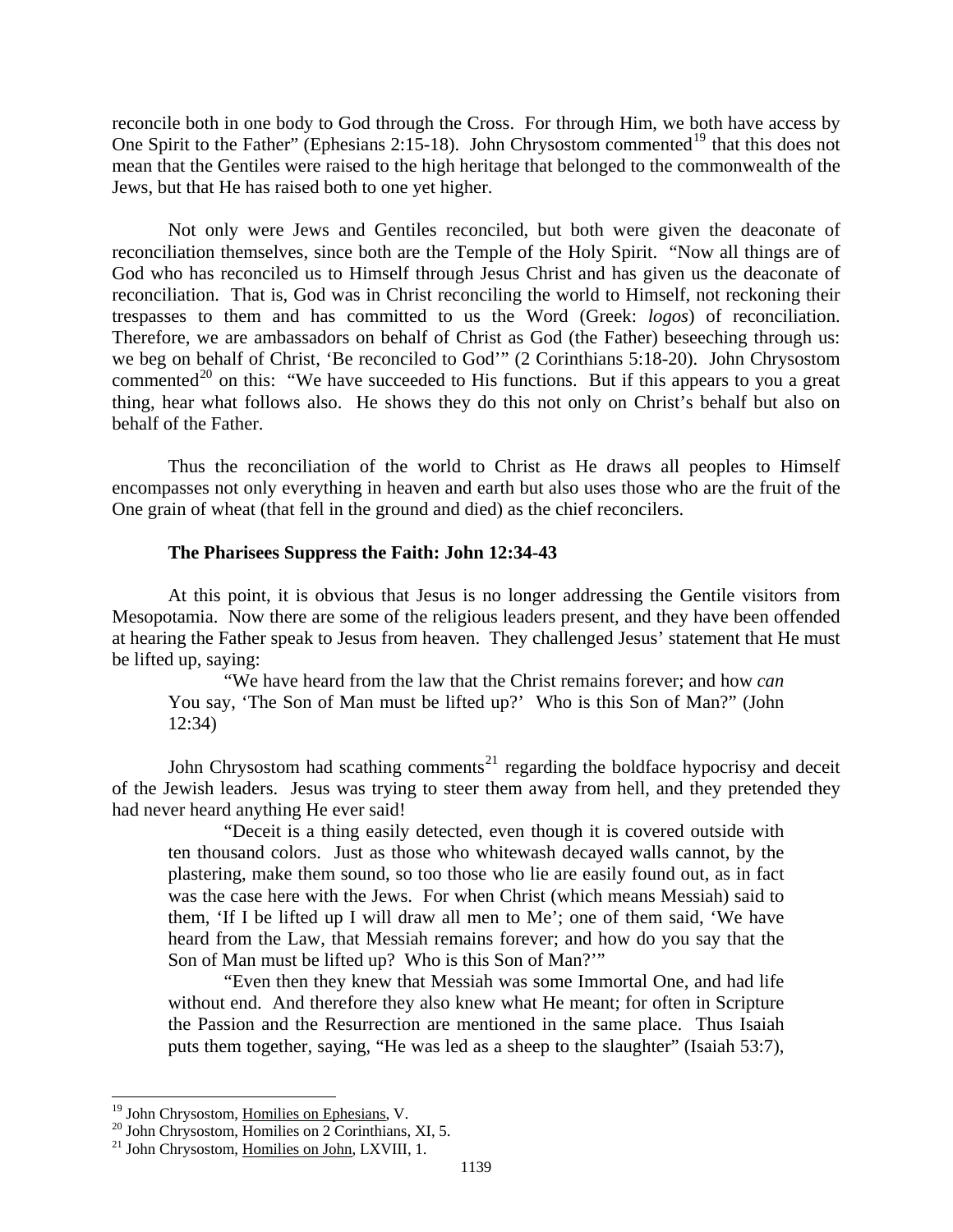reconcile both in one body to God through the Cross. For through Him, we both have access by One Spirit to the Father" (Ephesians 2:15-18). John Chrysostom commented[19] that this does not mean that the Gentiles were raised to the high heritage that belonged to the commonwealth of the Jews, but that He has raised both to one yet higher.

Not only were Jews and Gentiles reconciled, but both were given the deaconate of reconciliation themselves, since both are the Temple of the Holy Spirit. "Now all things are of God who has reconciled us to Himself through Jesus Christ and has given us the deaconate of reconciliation. That is, God was in Christ reconciling the world to Himself, not reckoning their trespasses to them and has committed to us the Word (Greek: *logos*) of reconciliation. Therefore, we are ambassadors on behalf of Christ as God (the Father) beseeching through us: we beg on behalf of Christ, 'Be reconciled to God'" (2 Corinthians 5:18-20). John Chrysostom commented[20] on this: "We have succeeded to His functions. But if this appears to you a great thing, hear what follows also. He shows they do this not only on Christ's behalf but also on behalf of the Father.

Thus the reconciliation of the world to Christ as He draws all peoples to Himself encompasses not only everything in heaven and earth but also uses those who are the fruit of the One grain of wheat (that fell in the ground and died) as the chief reconcilers.

### The Pharisees Suppress the Faith: John 12:34-43

At this point, it is obvious that Jesus is no longer addressing the Gentile visitors from Mesopotamia. Now there are some of the religious leaders present, and they have been offended at hearing the Father speak to Jesus from heaven. They challenged Jesus' statement that He must be lifted up, saying:

> "We have heard from the law that the Christ remains forever; and how *can* You say, 'The Son of Man must be lifted up?' Who is this Son of Man?" (John 12:34)

John Chrysostom had scathing comments[21] regarding the boldface hypocrisy and deceit of the Jewish leaders. Jesus was trying to steer them away from hell, and they pretended they had never heard anything He ever said!

> "Deceit is a thing easily detected, even though it is covered outside with ten thousand colors. Just as those who whitewash decayed walls cannot, by the plastering, make them sound, so too those who lie are easily found out, as in fact was the case here with the Jews. For when Christ (which means Messiah) said to them, 'If I be lifted up I will draw all men to Me'; one of them said, 'We have heard from the Law, that Messiah remains forever; and how do you say that the Son of Man must be lifted up? Who is this Son of Man?'"
>
> "Even then they knew that Messiah was some Immortal One, and had life without end. And therefore they also knew what He meant; for often in Scripture the Passion and the Resurrection are mentioned in the same place. Thus Isaiah puts them together, saying, "He was led as a sheep to the slaughter" (Isaiah 53:7),

---

[19] John Chrysostom, Homilies on Ephesians, V.

[20] John Chrysostom, Homilies on 2 Corinthians, XI, 5.

[21] John Chrysostom, Homilies on John, LXVIII, 1.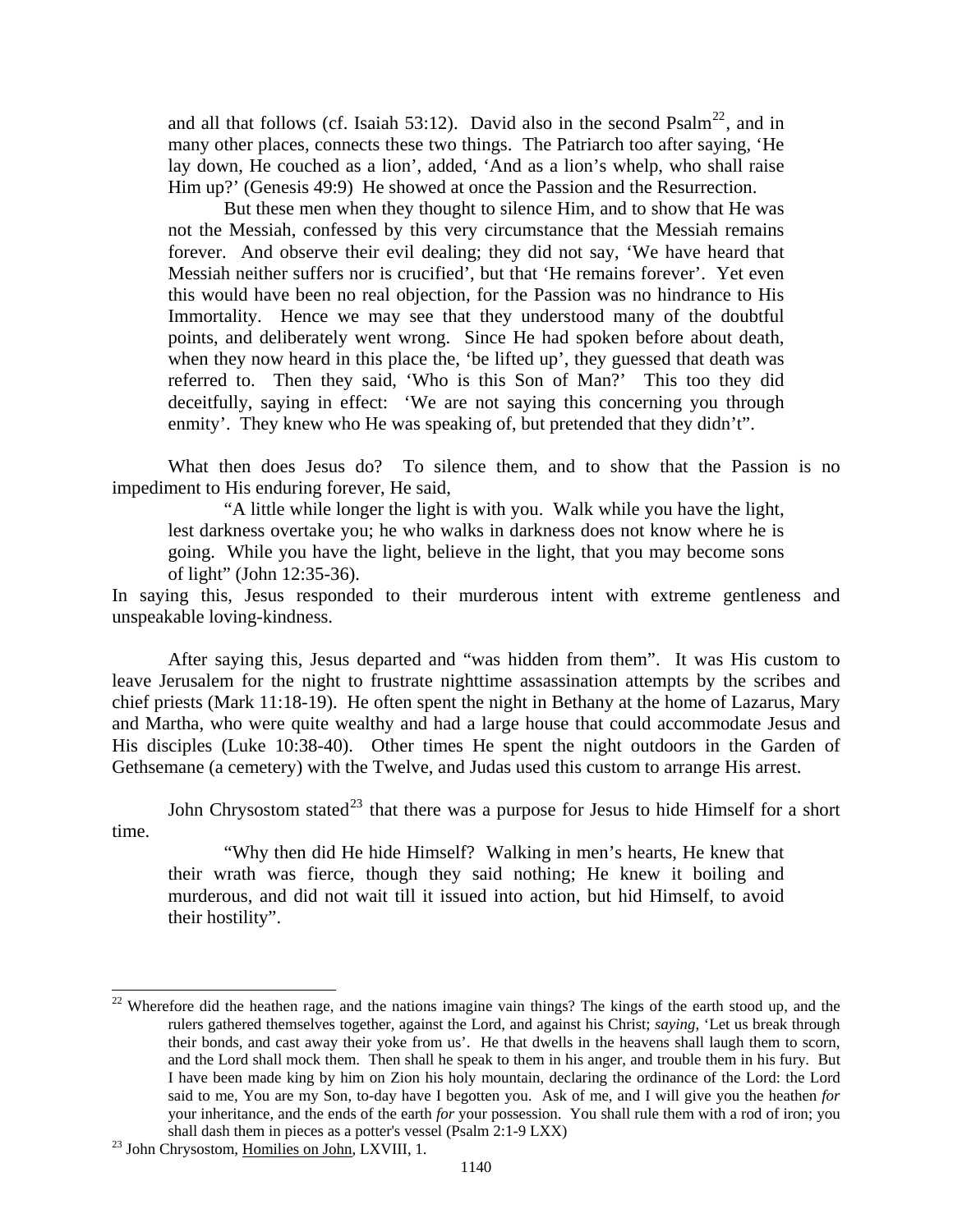> and all that follows (cf. Isaiah 53:12). David also in the second Psalm[22], and in many other places, connects these two things. The Patriarch too after saying, 'He lay down, He couched as a lion', added, 'And as a lion's whelp, who shall raise Him up?' (Genesis 49:9) He showed at once the Passion and the Resurrection.
>
> But these men when they thought to silence Him, and to show that He was not the Messiah, confessed by this very circumstance that the Messiah remains forever. And observe their evil dealing; they did not say, 'We have heard that Messiah neither suffers nor is crucified', but that 'He remains forever'. Yet even this would have been no real objection, for the Passion was no hindrance to His Immortality. Hence we may see that they understood many of the doubtful points, and deliberately went wrong. Since He had spoken before about death, when they now heard in this place the, 'be lifted up', they guessed that death was referred to. Then they said, 'Who is this Son of Man?' This too they did deceitfully, saying in effect: 'We are not saying this concerning you through enmity'. They knew who He was speaking of, but pretended that they didn't".

What then does Jesus do? To silence them, and to show that the Passion is no impediment to His enduring forever, He said,

> "A little while longer the light is with you. Walk while you have the light, lest darkness overtake you; he who walks in darkness does not know where he is going. While you have the light, believe in the light, that you may become sons of light" (John 12:35-36).

In saying this, Jesus responded to their murderous intent with extreme gentleness and unspeakable loving-kindness.

After saying this, Jesus departed and "was hidden from them". It was His custom to leave Jerusalem for the night to frustrate nighttime assassination attempts by the scribes and chief priests (Mark 11:18-19). He often spent the night in Bethany at the home of Lazarus, Mary and Martha, who were quite wealthy and had a large house that could accommodate Jesus and His disciples (Luke 10:38-40). Other times He spent the night outdoors in the Garden of Gethsemane (a cemetery) with the Twelve, and Judas used this custom to arrange His arrest.

John Chrysostom stated[23] that there was a purpose for Jesus to hide Himself for a short time.

> "Why then did He hide Himself? Walking in men's hearts, He knew that their wrath was fierce, though they said nothing; He knew it boiling and murderous, and did not wait till it issued into action, but hid Himself, to avoid their hostility".

---

[22] Wherefore did the heathen rage, and the nations imagine vain things? The kings of the earth stood up, and the rulers gathered themselves together, against the Lord, and against his Christ; *saying*, 'Let us break through their bonds, and cast away their yoke from us'. He that dwells in the heavens shall laugh them to scorn, and the Lord shall mock them. Then shall he speak to them in his anger, and trouble them in his fury. But I have been made king by him on Zion his holy mountain, declaring the ordinance of the Lord: the Lord said to me, You are my Son, to-day have I begotten you. Ask of me, and I will give you the heathen *for* your inheritance, and the ends of the earth *for* your possession. You shall rule them with a rod of iron; you shall dash them in pieces as a potter's vessel (Psalm 2:1-9 LXX)

[23] John Chrysostom, Homilies on John, LXVIII, 1.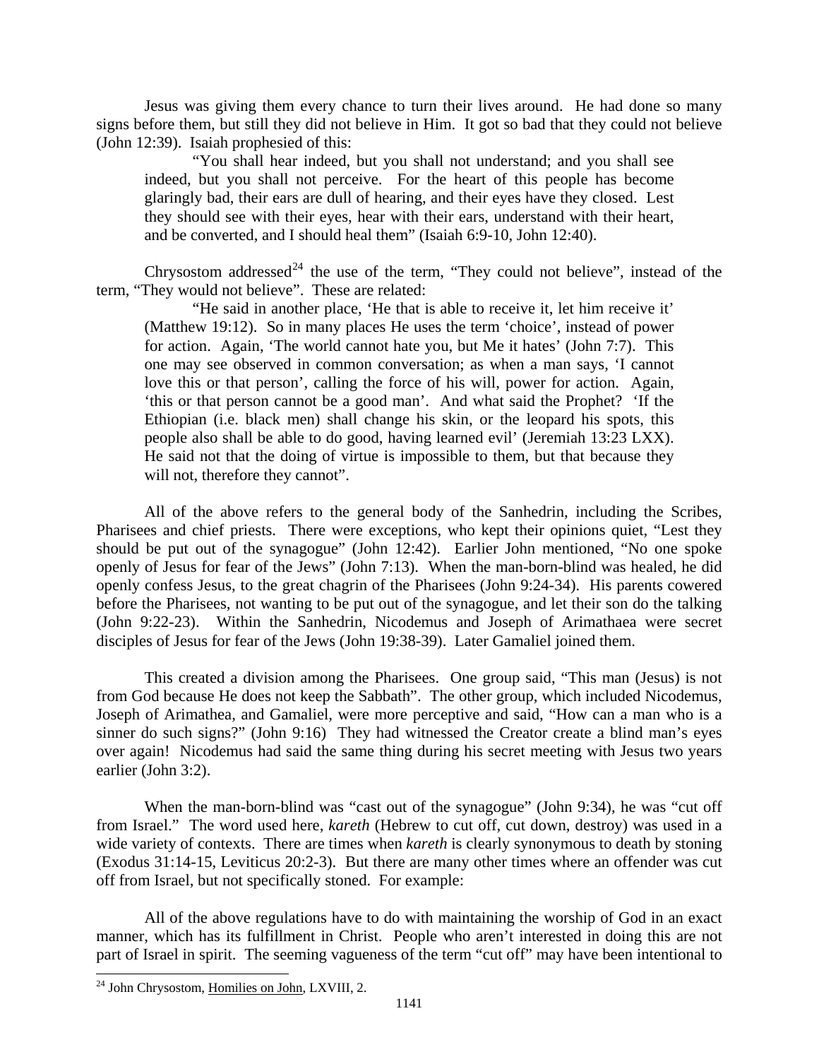Jesus was giving them every chance to turn their lives around. He had done so many signs before them, but still they did not believe in Him. It got so bad that they could not believe (John 12:39). Isaiah prophesied of this:

> "You shall hear indeed, but you shall not understand; and you shall see indeed, but you shall not perceive. For the heart of this people has become glaringly bad, their ears are dull of hearing, and their eyes have they closed. Lest they should see with their eyes, hear with their ears, understand with their heart, and be converted, and I should heal them" (Isaiah 6:9-10, John 12:40).

Chrysostom addressed[24] the use of the term, "They could not believe", instead of the term, "They would not believe". These are related:

> "He said in another place, 'He that is able to receive it, let him receive it' (Matthew 19:12). So in many places He uses the term 'choice', instead of power for action. Again, 'The world cannot hate you, but Me it hates' (John 7:7). This one may see observed in common conversation; as when a man says, 'I cannot love this or that person', calling the force of his will, power for action. Again, 'this or that person cannot be a good man'. And what said the Prophet? 'If the Ethiopian (i.e. black men) shall change his skin, or the leopard his spots, this people also shall be able to do good, having learned evil' (Jeremiah 13:23 LXX). He said not that the doing of virtue is impossible to them, but that because they will not, therefore they cannot".

All of the above refers to the general body of the Sanhedrin, including the Scribes, Pharisees and chief priests. There were exceptions, who kept their opinions quiet, "Lest they should be put out of the synagogue" (John 12:42). Earlier John mentioned, "No one spoke openly of Jesus for fear of the Jews" (John 7:13). When the man-born-blind was healed, he did openly confess Jesus, to the great chagrin of the Pharisees (John 9:24-34). His parents cowered before the Pharisees, not wanting to be put out of the synagogue, and let their son do the talking (John 9:22-23). Within the Sanhedrin, Nicodemus and Joseph of Arimathaea were secret disciples of Jesus for fear of the Jews (John 19:38-39). Later Gamaliel joined them.

This created a division among the Pharisees. One group said, "This man (Jesus) is not from God because He does not keep the Sabbath". The other group, which included Nicodemus, Joseph of Arimathea, and Gamaliel, were more perceptive and said, "How can a man who is a sinner do such signs?" (John 9:16) They had witnessed the Creator create a blind man's eyes over again! Nicodemus had said the same thing during his secret meeting with Jesus two years earlier (John 3:2).

When the man-born-blind was "cast out of the synagogue" (John 9:34), he was "cut off from Israel." The word used here, *kareth* (Hebrew to cut off, cut down, destroy) was used in a wide variety of contexts. There are times when *kareth* is clearly synonymous to death by stoning (Exodus 31:14-15, Leviticus 20:2-3). But there are many other times where an offender was cut off from Israel, but not specifically stoned. For example:

All of the above regulations have to do with maintaining the worship of God in an exact manner, which has its fulfillment in Christ. People who aren't interested in doing this are not part of Israel in spirit. The seeming vagueness of the term "cut off" may have been intentional to

---

[24] John Chrysostom, Homilies on John, LXVIII, 2.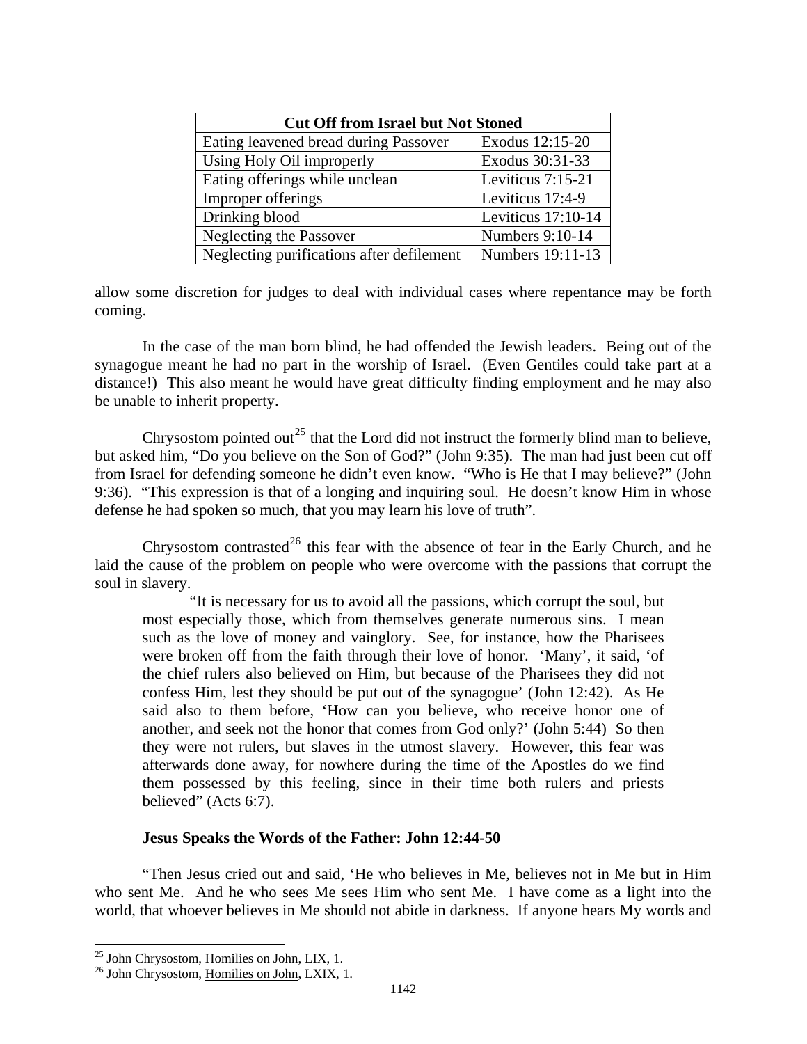| Cut Off from Israel but Not Stoned | |
| --- | --- |
| Eating leavened bread during Passover | Exodus 12:15-20 |
| Using Holy Oil improperly | Exodus 30:31-33 |
| Eating offerings while unclean | Leviticus 7:15-21 |
| Improper offerings | Leviticus 17:4-9 |
| Drinking blood | Leviticus 17:10-14 |
| Neglecting the Passover | Numbers 9:10-14 |
| Neglecting purifications after defilement | Numbers 19:11-13 |

allow some discretion for judges to deal with individual cases where repentance may be forth coming.

In the case of the man born blind, he had offended the Jewish leaders. Being out of the synagogue meant he had no part in the worship of Israel. (Even Gentiles could take part at a distance!) This also meant he would have great difficulty finding employment and he may also be unable to inherit property.

Chrysostom pointed out[25] that the Lord did not instruct the formerly blind man to believe, but asked him, "Do you believe on the Son of God?" (John 9:35). The man had just been cut off from Israel for defending someone he didn't even know. "Who is He that I may believe?" (John 9:36). "This expression is that of a longing and inquiring soul. He doesn't know Him in whose defense he had spoken so much, that you may learn his love of truth".

Chrysostom contrasted[26] this fear with the absence of fear in the Early Church, and he laid the cause of the problem on people who were overcome with the passions that corrupt the soul in slavery.

> "It is necessary for us to avoid all the passions, which corrupt the soul, but most especially those, which from themselves generate numerous sins. I mean such as the love of money and vainglory. See, for instance, how the Pharisees were broken off from the faith through their love of honor. 'Many', it said, 'of the chief rulers also believed on Him, but because of the Pharisees they did not confess Him, lest they should be put out of the synagogue' (John 12:42). As He said also to them before, 'How can you believe, who receive honor one of another, and seek not the honor that comes from God only?' (John 5:44) So then they were not rulers, but slaves in the utmost slavery. However, this fear was afterwards done away, for nowhere during the time of the Apostles do we find them possessed by this feeling, since in their time both rulers and priests believed" (Acts 6:7).

### Jesus Speaks the Words of the Father: John 12:44-50

"Then Jesus cried out and said, 'He who believes in Me, believes not in Me but in Him who sent Me. And he who sees Me sees Him who sent Me. I have come as a light into the world, that whoever believes in Me should not abide in darkness. If anyone hears My words and

---

[25] John Chrysostom, Homilies on John, LIX, 1.

[26] John Chrysostom, Homilies on John, LXIX, 1.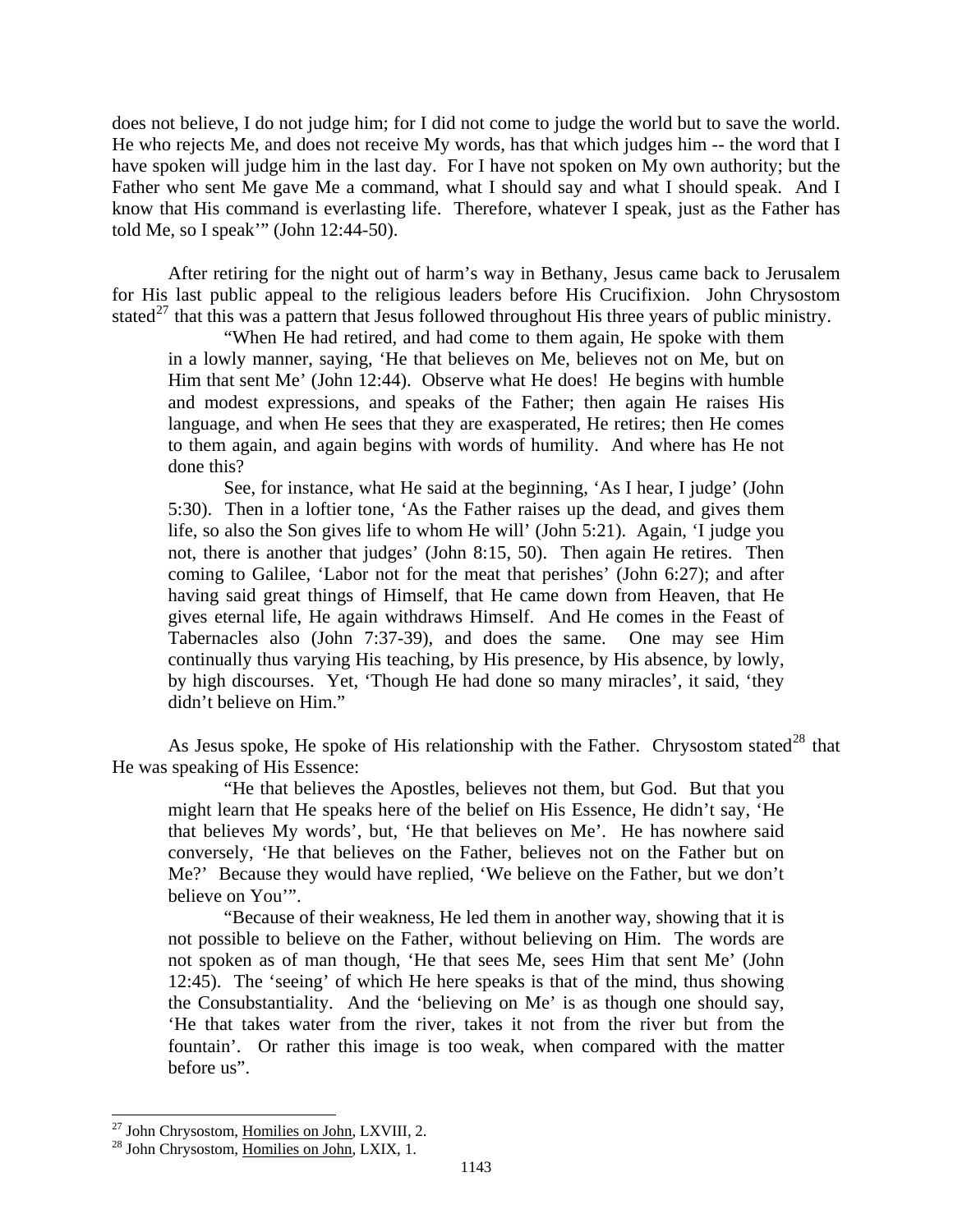does not believe, I do not judge him; for I did not come to judge the world but to save the world. He who rejects Me, and does not receive My words, has that which judges him -- the word that I have spoken will judge him in the last day. For I have not spoken on My own authority; but the Father who sent Me gave Me a command, what I should say and what I should speak. And I know that His command is everlasting life. Therefore, whatever I speak, just as the Father has told Me, so I speak'" (John 12:44-50).

After retiring for the night out of harm's way in Bethany, Jesus came back to Jerusalem for His last public appeal to the religious leaders before His Crucifixion. John Chrysostom stated[27] that this was a pattern that Jesus followed throughout His three years of public ministry.

> "When He had retired, and had come to them again, He spoke with them in a lowly manner, saying, 'He that believes on Me, believes not on Me, but on Him that sent Me' (John 12:44). Observe what He does! He begins with humble and modest expressions, and speaks of the Father; then again He raises His language, and when He sees that they are exasperated, He retires; then He comes to them again, and again begins with words of humility. And where has He not done this?
>
> See, for instance, what He said at the beginning, 'As I hear, I judge' (John 5:30). Then in a loftier tone, 'As the Father raises up the dead, and gives them life, so also the Son gives life to whom He will' (John 5:21). Again, 'I judge you not, there is another that judges' (John 8:15, 50). Then again He retires. Then coming to Galilee, 'Labor not for the meat that perishes' (John 6:27); and after having said great things of Himself, that He came down from Heaven, that He gives eternal life, He again withdraws Himself. And He comes in the Feast of Tabernacles also (John 7:37-39), and does the same. One may see Him continually thus varying His teaching, by His presence, by His absence, by lowly, by high discourses. Yet, 'Though He had done so many miracles', it said, 'they didn't believe on Him."

As Jesus spoke, He spoke of His relationship with the Father. Chrysostom stated[28] that He was speaking of His Essence:

> "He that believes the Apostles, believes not them, but God. But that you might learn that He speaks here of the belief on His Essence, He didn't say, 'He that believes My words', but, 'He that believes on Me'. He has nowhere said conversely, 'He that believes on the Father, believes not on the Father but on Me?' Because they would have replied, 'We believe on the Father, but we don't believe on You'".
>
> "Because of their weakness, He led them in another way, showing that it is not possible to believe on the Father, without believing on Him. The words are not spoken as of man though, 'He that sees Me, sees Him that sent Me' (John 12:45). The 'seeing' of which He here speaks is that of the mind, thus showing the Consubstantiality. And the 'believing on Me' is as though one should say, 'He that takes water from the river, takes it not from the river but from the fountain'. Or rather this image is too weak, when compared with the matter before us".

---

[27] John Chrysostom, Homilies on John, LXVIII, 2.

[28] John Chrysostom, Homilies on John, LXIX, 1.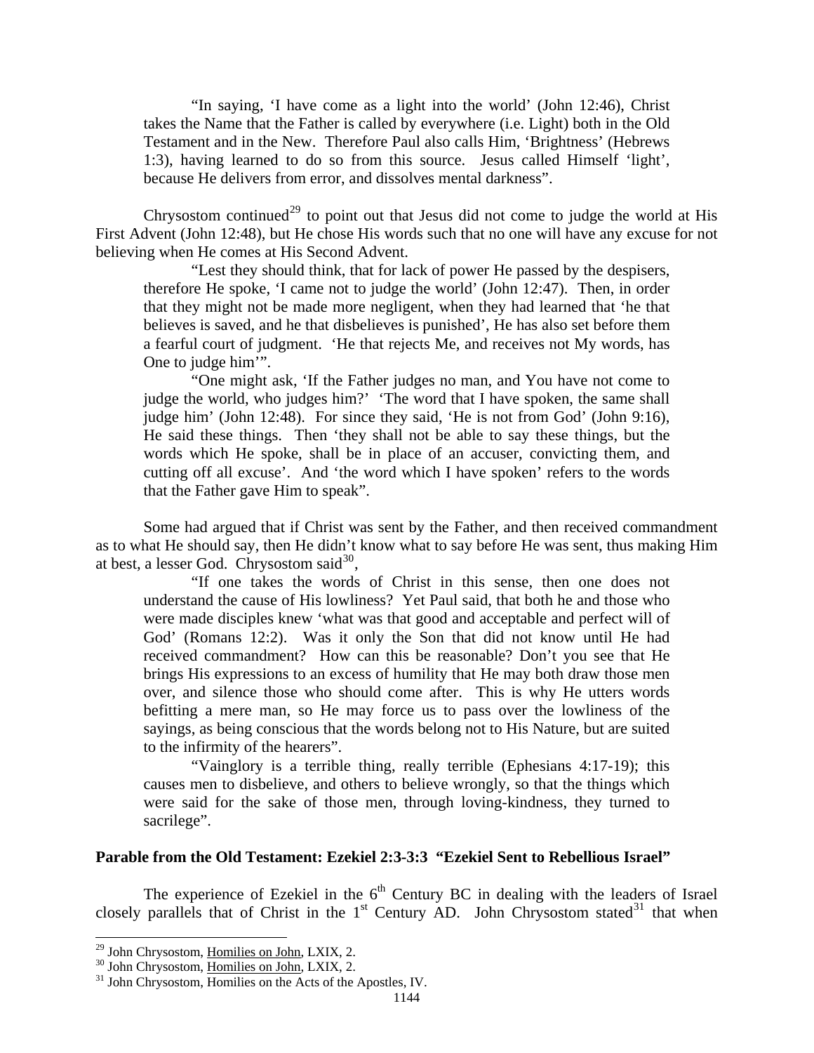> "In saying, 'I have come as a light into the world' (John 12:46), Christ takes the Name that the Father is called by everywhere (i.e. Light) both in the Old Testament and in the New. Therefore Paul also calls Him, 'Brightness' (Hebrews 1:3), having learned to do so from this source. Jesus called Himself 'light', because He delivers from error, and dissolves mental darkness".

Chrysostom continued[29] to point out that Jesus did not come to judge the world at His First Advent (John 12:48), but He chose His words such that no one will have any excuse for not believing when He comes at His Second Advent.

> "Lest they should think, that for lack of power He passed by the despisers, therefore He spoke, 'I came not to judge the world' (John 12:47). Then, in order that they might not be made more negligent, when they had learned that 'he that believes is saved, and he that disbelieves is punished', He has also set before them a fearful court of judgment. 'He that rejects Me, and receives not My words, has One to judge him'".
>
> "One might ask, 'If the Father judges no man, and You have not come to judge the world, who judges him?' 'The word that I have spoken, the same shall judge him' (John 12:48). For since they said, 'He is not from God' (John 9:16), He said these things. Then 'they shall not be able to say these things, but the words which He spoke, shall be in place of an accuser, convicting them, and cutting off all excuse'. And 'the word which I have spoken' refers to the words that the Father gave Him to speak".

Some had argued that if Christ was sent by the Father, and then received commandment as to what He should say, then He didn't know what to say before He was sent, thus making Him at best, a lesser God. Chrysostom said[30],

> "If one takes the words of Christ in this sense, then one does not understand the cause of His lowliness? Yet Paul said, that both he and those who were made disciples knew 'what was that good and acceptable and perfect will of God' (Romans 12:2). Was it only the Son that did not know until He had received commandment? How can this be reasonable? Don't you see that He brings His expressions to an excess of humility that He may both draw those men over, and silence those who should come after. This is why He utters words befitting a mere man, so He may force us to pass over the lowliness of the sayings, as being conscious that the words belong not to His Nature, but are suited to the infirmity of the hearers".
>
> "Vainglory is a terrible thing, really terrible (Ephesians 4:17-19); this causes men to disbelieve, and others to believe wrongly, so that the things which were said for the sake of those men, through loving-kindness, they turned to sacrilege".

**Parable from the Old Testament: Ezekiel 2:3-3:3 "Ezekiel Sent to Rebellious Israel"**

The experience of Ezekiel in the 6th Century BC in dealing with the leaders of Israel closely parallels that of Christ in the 1st Century AD. John Chrysostom stated[31] that when

---

[29] John Chrysostom, Homilies on John, LXIX, 2.

[30] John Chrysostom, Homilies on John, LXIX, 2.

[31] John Chrysostom, Homilies on the Acts of the Apostles, IV.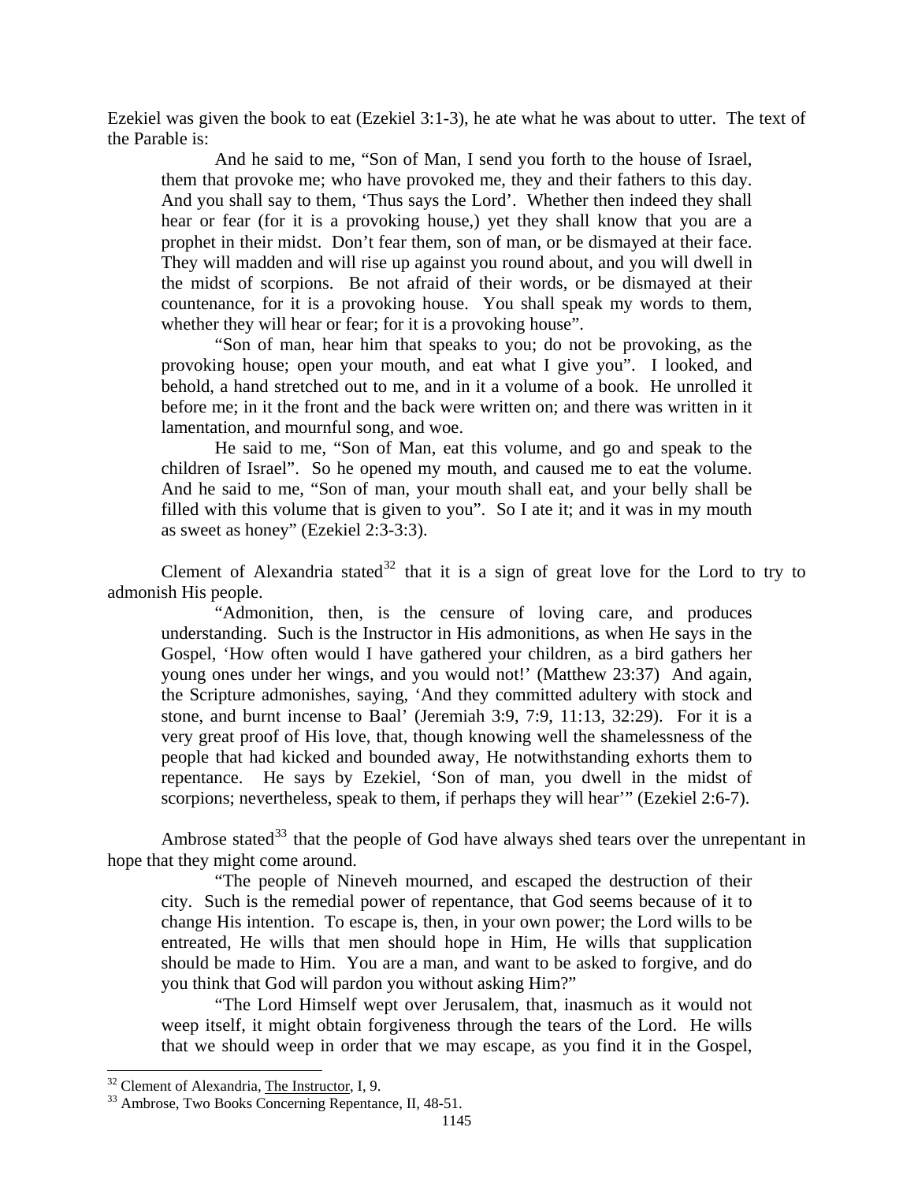Ezekiel was given the book to eat (Ezekiel 3:1-3), he ate what he was about to utter. The text of the Parable is:

> And he said to me, "Son of Man, I send you forth to the house of Israel, them that provoke me; who have provoked me, they and their fathers to this day. And you shall say to them, 'Thus says the Lord'. Whether then indeed they shall hear or fear (for it is a provoking house,) yet they shall know that you are a prophet in their midst. Don't fear them, son of man, or be dismayed at their face. They will madden and will rise up against you round about, and you will dwell in the midst of scorpions. Be not afraid of their words, or be dismayed at their countenance, for it is a provoking house. You shall speak my words to them, whether they will hear or fear; for it is a provoking house".
>
> "Son of man, hear him that speaks to you; do not be provoking, as the provoking house; open your mouth, and eat what I give you". I looked, and behold, a hand stretched out to me, and in it a volume of a book. He unrolled it before me; in it the front and the back were written on; and there was written in it lamentation, and mournful song, and woe.
>
> He said to me, "Son of Man, eat this volume, and go and speak to the children of Israel". So he opened my mouth, and caused me to eat the volume. And he said to me, "Son of man, your mouth shall eat, and your belly shall be filled with this volume that is given to you". So I ate it; and it was in my mouth as sweet as honey" (Ezekiel 2:3-3:3).

Clement of Alexandria stated[32] that it is a sign of great love for the Lord to try to admonish His people.

> "Admonition, then, is the censure of loving care, and produces understanding. Such is the Instructor in His admonitions, as when He says in the Gospel, 'How often would I have gathered your children, as a bird gathers her young ones under her wings, and you would not!' (Matthew 23:37) And again, the Scripture admonishes, saying, 'And they committed adultery with stock and stone, and burnt incense to Baal' (Jeremiah 3:9, 7:9, 11:13, 32:29). For it is a very great proof of His love, that, though knowing well the shamelessness of the people that had kicked and bounded away, He notwithstanding exhorts them to repentance. He says by Ezekiel, 'Son of man, you dwell in the midst of scorpions; nevertheless, speak to them, if perhaps they will hear'" (Ezekiel 2:6-7).

Ambrose stated[33] that the people of God have always shed tears over the unrepentant in hope that they might come around.

> "The people of Nineveh mourned, and escaped the destruction of their city. Such is the remedial power of repentance, that God seems because of it to change His intention. To escape is, then, in your own power; the Lord wills to be entreated, He wills that men should hope in Him, He wills that supplication should be made to Him. You are a man, and want to be asked to forgive, and do you think that God will pardon you without asking Him?"
>
> "The Lord Himself wept over Jerusalem, that, inasmuch as it would not weep itself, it might obtain forgiveness through the tears of the Lord. He wills that we should weep in order that we may escape, as you find it in the Gospel,

---

[32] Clement of Alexandria, <u>The Instructor</u>, I, 9.

[33] Ambrose, Two Books Concerning Repentance, II, 48-51.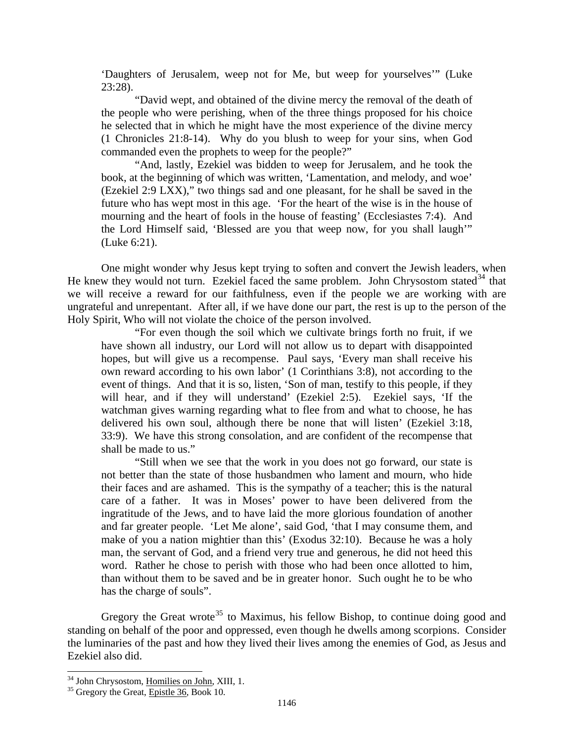> 'Daughters of Jerusalem, weep not for Me, but weep for yourselves'" (Luke 23:28).
>
> "David wept, and obtained of the divine mercy the removal of the death of the people who were perishing, when of the three things proposed for his choice he selected that in which he might have the most experience of the divine mercy (1 Chronicles 21:8-14). Why do you blush to weep for your sins, when God commanded even the prophets to weep for the people?"
>
> "And, lastly, Ezekiel was bidden to weep for Jerusalem, and he took the book, at the beginning of which was written, 'Lamentation, and melody, and woe' (Ezekiel 2:9 LXX)," two things sad and one pleasant, for he shall be saved in the future who has wept most in this age. 'For the heart of the wise is in the house of mourning and the heart of fools in the house of feasting' (Ecclesiastes 7:4). And the Lord Himself said, 'Blessed are you that weep now, for you shall laugh'" (Luke 6:21).

One might wonder why Jesus kept trying to soften and convert the Jewish leaders, when He knew they would not turn. Ezekiel faced the same problem. John Chrysostom stated[34] that we will receive a reward for our faithfulness, even if the people we are working with are ungrateful and unrepentant. After all, if we have done our part, the rest is up to the person of the Holy Spirit, Who will not violate the choice of the person involved.

> "For even though the soil which we cultivate brings forth no fruit, if we have shown all industry, our Lord will not allow us to depart with disappointed hopes, but will give us a recompense. Paul says, 'Every man shall receive his own reward according to his own labor' (1 Corinthians 3:8), not according to the event of things. And that it is so, listen, 'Son of man, testify to this people, if they will hear, and if they will understand' (Ezekiel 2:5). Ezekiel says, 'If the watchman gives warning regarding what to flee from and what to choose, he has delivered his own soul, although there be none that will listen' (Ezekiel 3:18, 33:9). We have this strong consolation, and are confident of the recompense that shall be made to us."
>
> "Still when we see that the work in you does not go forward, our state is not better than the state of those husbandmen who lament and mourn, who hide their faces and are ashamed. This is the sympathy of a teacher; this is the natural care of a father. It was in Moses' power to have been delivered from the ingratitude of the Jews, and to have laid the more glorious foundation of another and far greater people. 'Let Me alone', said God, 'that I may consume them, and make of you a nation mightier than this' (Exodus 32:10). Because he was a holy man, the servant of God, and a friend very true and generous, he did not heed this word. Rather he chose to perish with those who had been once allotted to him, than without them to be saved and be in greater honor. Such ought he to be who has the charge of souls".

Gregory the Great wrote[35] to Maximus, his fellow Bishop, to continue doing good and standing on behalf of the poor and oppressed, even though he dwells among scorpions. Consider the luminaries of the past and how they lived their lives among the enemies of God, as Jesus and Ezekiel also did.

---

[34] John Chrysostom, Homilies on John, XIII, 1.

[35] Gregory the Great, Epistle 36, Book 10.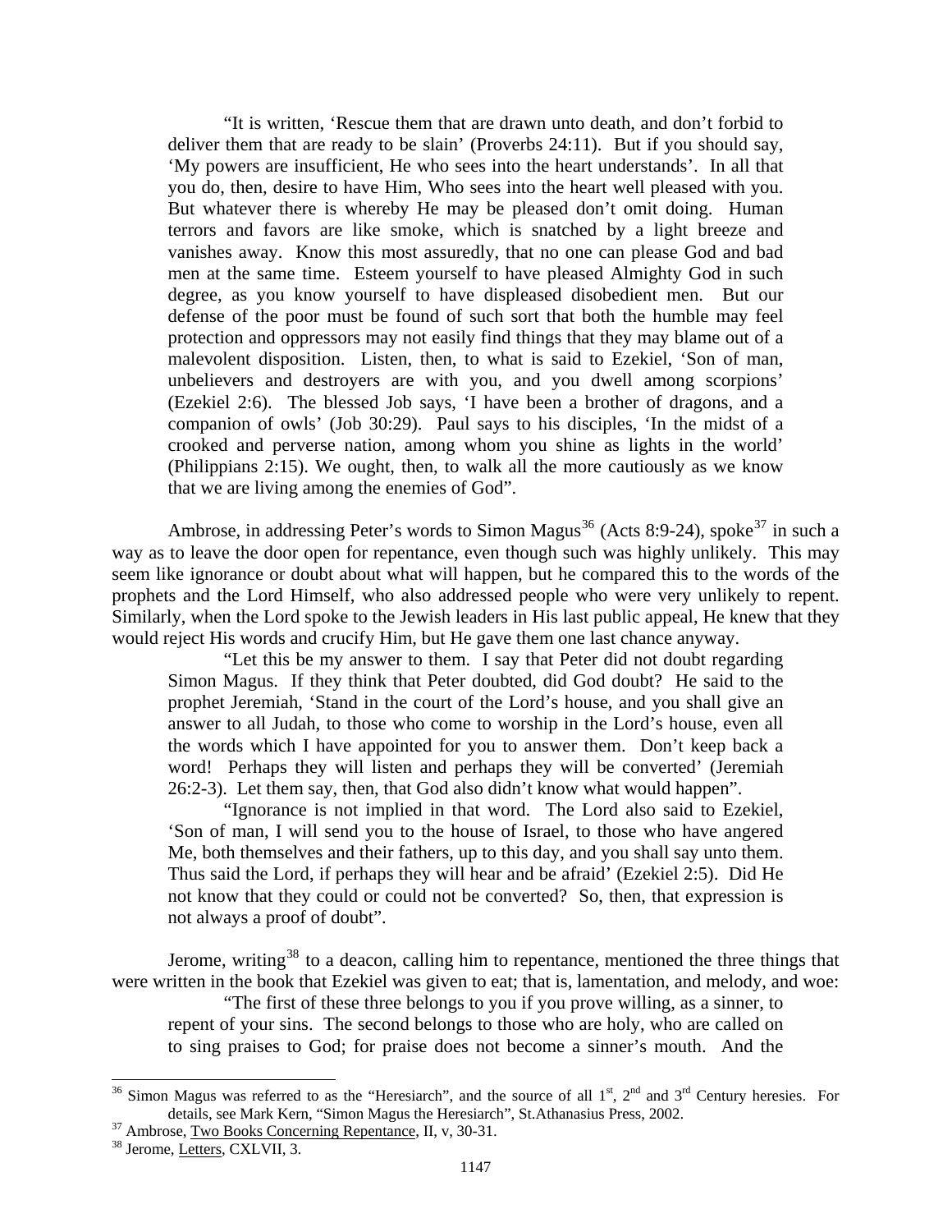> "It is written, 'Rescue them that are drawn unto death, and don't forbid to deliver them that are ready to be slain' (Proverbs 24:11). But if you should say, 'My powers are insufficient, He who sees into the heart understands'. In all that you do, then, desire to have Him, Who sees into the heart well pleased with you. But whatever there is whereby He may be pleased don't omit doing. Human terrors and favors are like smoke, which is snatched by a light breeze and vanishes away. Know this most assuredly, that no one can please God and bad men at the same time. Esteem yourself to have pleased Almighty God in such degree, as you know yourself to have displeased disobedient men. But our defense of the poor must be found of such sort that both the humble may feel protection and oppressors may not easily find things that they may blame out of a malevolent disposition. Listen, then, to what is said to Ezekiel, 'Son of man, unbelievers and destroyers are with you, and you dwell among scorpions' (Ezekiel 2:6). The blessed Job says, 'I have been a brother of dragons, and a companion of owls' (Job 30:29). Paul says to his disciples, 'In the midst of a crooked and perverse nation, among whom you shine as lights in the world' (Philippians 2:15). We ought, then, to walk all the more cautiously as we know that we are living among the enemies of God".

Ambrose, in addressing Peter's words to Simon Magus[36] (Acts 8:9-24), spoke[37] in such a way as to leave the door open for repentance, even though such was highly unlikely. This may seem like ignorance or doubt about what will happen, but he compared this to the words of the prophets and the Lord Himself, who also addressed people who were very unlikely to repent. Similarly, when the Lord spoke to the Jewish leaders in His last public appeal, He knew that they would reject His words and crucify Him, but He gave them one last chance anyway.

> "Let this be my answer to them. I say that Peter did not doubt regarding Simon Magus. If they think that Peter doubted, did God doubt? He said to the prophet Jeremiah, 'Stand in the court of the Lord's house, and you shall give an answer to all Judah, to those who come to worship in the Lord's house, even all the words which I have appointed for you to answer them. Don't keep back a word! Perhaps they will listen and perhaps they will be converted' (Jeremiah 26:2-3). Let them say, then, that God also didn't know what would happen".
>
> "Ignorance is not implied in that word. The Lord also said to Ezekiel, 'Son of man, I will send you to the house of Israel, to those who have angered Me, both themselves and their fathers, up to this day, and you shall say unto them. Thus said the Lord, if perhaps they will hear and be afraid' (Ezekiel 2:5). Did He not know that they could or could not be converted? So, then, that expression is not always a proof of doubt".

Jerome, writing[38] to a deacon, calling him to repentance, mentioned the three things that were written in the book that Ezekiel was given to eat; that is, lamentation, and melody, and woe:

> "The first of these three belongs to you if you prove willing, as a sinner, to repent of your sins. The second belongs to those who are holy, who are called on to sing praises to God; for praise does not become a sinner's mouth. And the

---

[36] Simon Magus was referred to as the "Heresiarch", and the source of all 1st, 2nd and 3rd Century heresies. For details, see Mark Kern, "Simon Magus the Heresiarch", St.Athanasius Press, 2002.

[37] Ambrose, Two Books Concerning Repentance, II, v, 30-31.

[38] Jerome, Letters, CXLVII, 3.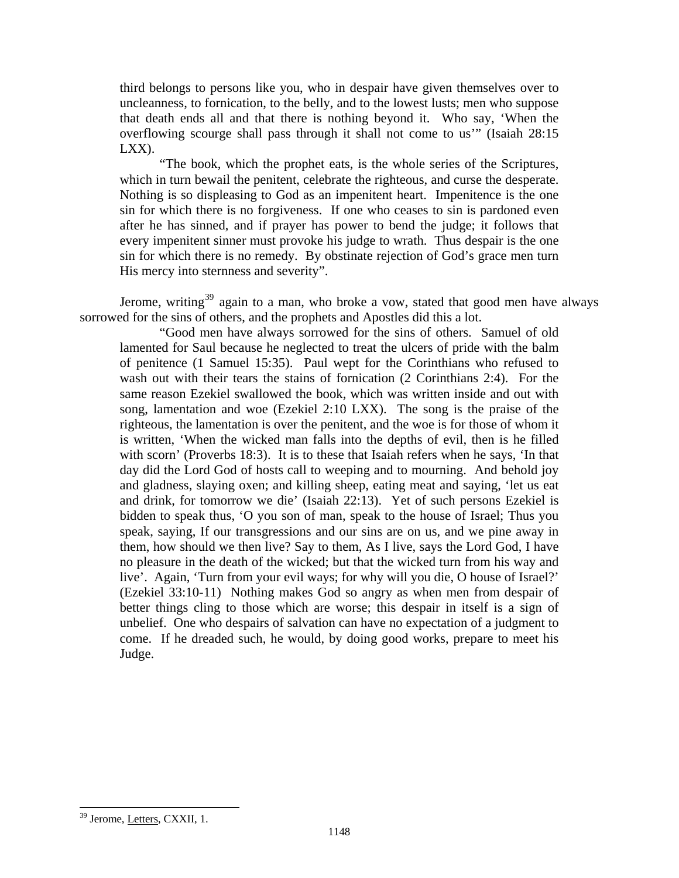> third belongs to persons like you, who in despair have given themselves over to uncleanness, to fornication, to the belly, and to the lowest lusts; men who suppose that death ends all and that there is nothing beyond it. Who say, 'When the overflowing scourge shall pass through it shall not come to us'" (Isaiah 28:15 LXX).
>
> "The book, which the prophet eats, is the whole series of the Scriptures, which in turn bewail the penitent, celebrate the righteous, and curse the desperate. Nothing is so displeasing to God as an impenitent heart. Impenitence is the one sin for which there is no forgiveness. If one who ceases to sin is pardoned even after he has sinned, and if prayer has power to bend the judge; it follows that every impenitent sinner must provoke his judge to wrath. Thus despair is the one sin for which there is no remedy. By obstinate rejection of God's grace men turn His mercy into sternness and severity".

Jerome, writing[39] again to a man, who broke a vow, stated that good men have always sorrowed for the sins of others, and the prophets and Apostles did this a lot.

> "Good men have always sorrowed for the sins of others. Samuel of old lamented for Saul because he neglected to treat the ulcers of pride with the balm of penitence (1 Samuel 15:35). Paul wept for the Corinthians who refused to wash out with their tears the stains of fornication (2 Corinthians 2:4). For the same reason Ezekiel swallowed the book, which was written inside and out with song, lamentation and woe (Ezekiel 2:10 LXX). The song is the praise of the righteous, the lamentation is over the penitent, and the woe is for those of whom it is written, 'When the wicked man falls into the depths of evil, then is he filled with scorn' (Proverbs 18:3). It is to these that Isaiah refers when he says, 'In that day did the Lord God of hosts call to weeping and to mourning. And behold joy and gladness, slaying oxen; and killing sheep, eating meat and saying, 'let us eat and drink, for tomorrow we die' (Isaiah 22:13). Yet of such persons Ezekiel is bidden to speak thus, 'O you son of man, speak to the house of Israel; Thus you speak, saying, If our transgressions and our sins are on us, and we pine away in them, how should we then live? Say to them, As I live, says the Lord God, I have no pleasure in the death of the wicked; but that the wicked turn from his way and live'. Again, 'Turn from your evil ways; for why will you die, O house of Israel?' (Ezekiel 33:10-11) Nothing makes God so angry as when men from despair of better things cling to those which are worse; this despair in itself is a sign of unbelief. One who despairs of salvation can have no expectation of a judgment to come. If he dreaded such, he would, by doing good works, prepare to meet his Judge.

---

[39] Jerome, Letters, CXXII, 1.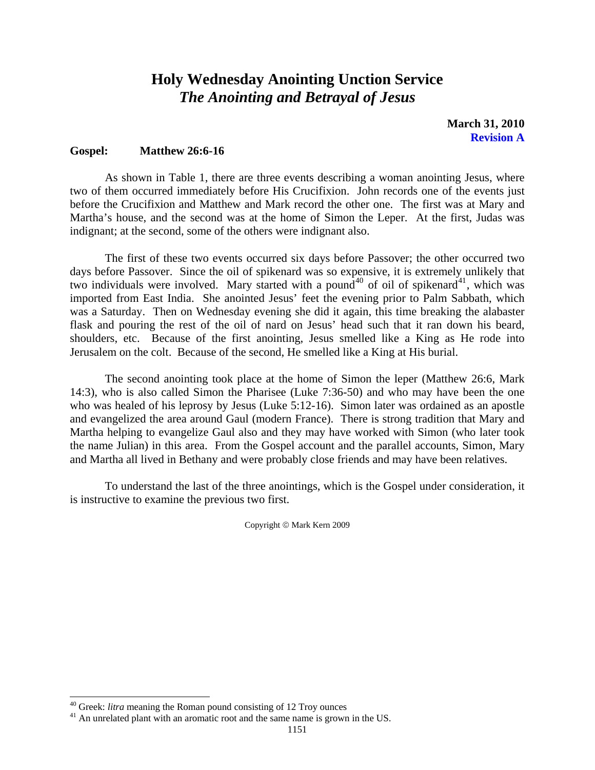# Holy Wednesday Anointing Unction Service
## *The Anointing and Betrayal of Jesus*

**March 31, 2010**
**Revision A**

**Gospel: Matthew 26:6-16**

As shown in Table 1, there are three events describing a woman anointing Jesus, where two of them occurred immediately before His Crucifixion. John records one of the events just before the Crucifixion and Matthew and Mark record the other one. The first was at Mary and Martha's house, and the second was at the home of Simon the Leper. At the first, Judas was indignant; at the second, some of the others were indignant also.

The first of these two events occurred six days before Passover; the other occurred two days before Passover. Since the oil of spikenard was so expensive, it is extremely unlikely that two individuals were involved. Mary started with a pound[40] of oil of spikenard[41], which was imported from East India. She anointed Jesus' feet the evening prior to Palm Sabbath, which was a Saturday. Then on Wednesday evening she did it again, this time breaking the alabaster flask and pouring the rest of the oil of nard on Jesus' head such that it ran down his beard, shoulders, etc. Because of the first anointing, Jesus smelled like a King as He rode into Jerusalem on the colt. Because of the second, He smelled like a King at His burial.

The second anointing took place at the home of Simon the leper (Matthew 26:6, Mark 14:3), who is also called Simon the Pharisee (Luke 7:36-50) and who may have been the one who was healed of his leprosy by Jesus (Luke 5:12-16). Simon later was ordained as an apostle and evangelized the area around Gaul (modern France). There is strong tradition that Mary and Martha helping to evangelize Gaul also and they may have worked with Simon (who later took the name Julian) in this area. From the Gospel account and the parallel accounts, Simon, Mary and Martha all lived in Bethany and were probably close friends and may have been relatives.

To understand the last of the three anointings, which is the Gospel under consideration, it is instructive to examine the previous two first.

Copyright © Mark Kern 2009

[40] Greek: *litra* meaning the Roman pound consisting of 12 Troy ounces

[41] An unrelated plant with an aromatic root and the same name is grown in the US.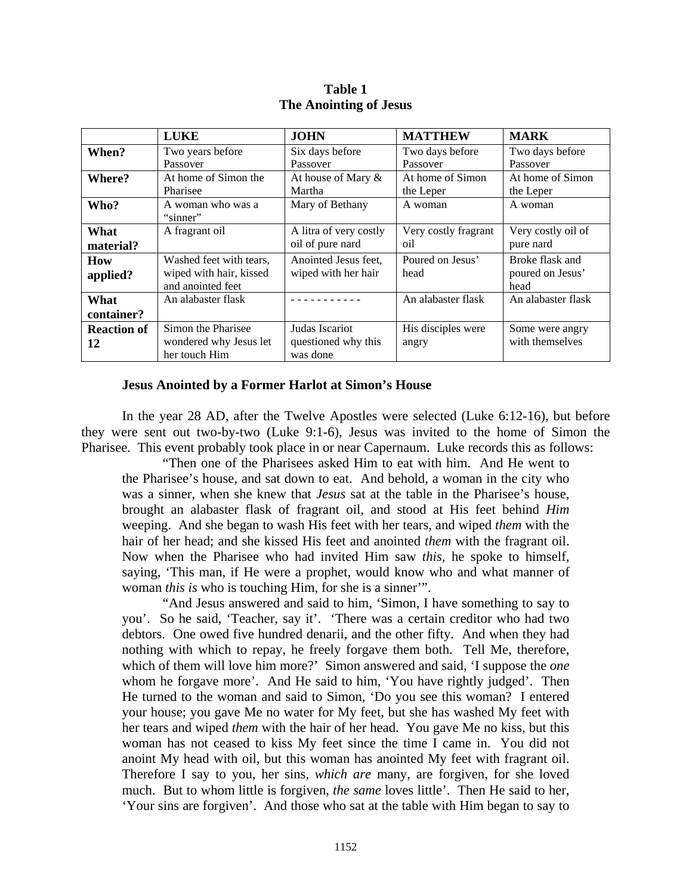**Table 1**
**The Anointing of Jesus**

| | **LUKE** | **JOHN** | **MATTHEW** | **MARK** |
|---|---|---|---|---|
| **When?** | Two years before Passover | Six days before Passover | Two days before Passover | Two days before Passover |
| **Where?** | At home of Simon the Pharisee | At house of Mary & Martha | At home of Simon the Leper | At home of Simon the Leper |
| **Who?** | A woman who was a "sinner" | Mary of Bethany | A woman | A woman |
| **What material?** | A fragrant oil | A litra of very costly oil of pure nard | Very costly fragrant oil | Very costly oil of pure nard |
| **How applied?** | Washed feet with tears, wiped with hair, kissed and anointed feet | Anointed Jesus feet, wiped with her hair | Poured on Jesus' head | Broke flask and poured on Jesus' head |
| **What container?** | An alabaster flask | - - - - - - - - - - - | An alabaster flask | An alabaster flask |
| **Reaction of 12** | Simon the Pharisee wondered why Jesus let her touch Him | Judas Iscariot questioned why this was done | His disciples were angry | Some were angry with themselves |

### Jesus Anointed by a Former Harlot at Simon's House

In the year 28 AD, after the Twelve Apostles were selected (Luke 6:12-16), but before they were sent out two-by-two (Luke 9:1-6), Jesus was invited to the home of Simon the Pharisee. This event probably took place in or near Capernaum. Luke records this as follows:

> "Then one of the Pharisees asked Him to eat with him. And He went to the Pharisee's house, and sat down to eat. And behold, a woman in the city who was a sinner, when she knew that *Jesus* sat at the table in the Pharisee's house, brought an alabaster flask of fragrant oil, and stood at His feet behind *Him* weeping. And she began to wash His feet with her tears, and wiped *them* with the hair of her head; and she kissed His feet and anointed *them* with the fragrant oil. Now when the Pharisee who had invited Him saw *this*, he spoke to himself, saying, 'This man, if He were a prophet, would know who and what manner of woman *this is* who is touching Him, for she is a sinner'".
>
> "And Jesus answered and said to him, 'Simon, I have something to say to you'. So he said, 'Teacher, say it'. 'There was a certain creditor who had two debtors. One owed five hundred denarii, and the other fifty. And when they had nothing with which to repay, he freely forgave them both. Tell Me, therefore, which of them will love him more?' Simon answered and said, 'I suppose the *one* whom he forgave more'. And He said to him, 'You have rightly judged'. Then He turned to the woman and said to Simon, 'Do you see this woman? I entered your house; you gave Me no water for My feet, but she has washed My feet with her tears and wiped *them* with the hair of her head. You gave Me no kiss, but this woman has not ceased to kiss My feet since the time I came in. You did not anoint My head with oil, but this woman has anointed My feet with fragrant oil. Therefore I say to you, her sins, *which are* many, are forgiven, for she loved much. But to whom little is forgiven, *the same* loves little'. Then He said to her, 'Your sins are forgiven'. And those who sat at the table with Him began to say to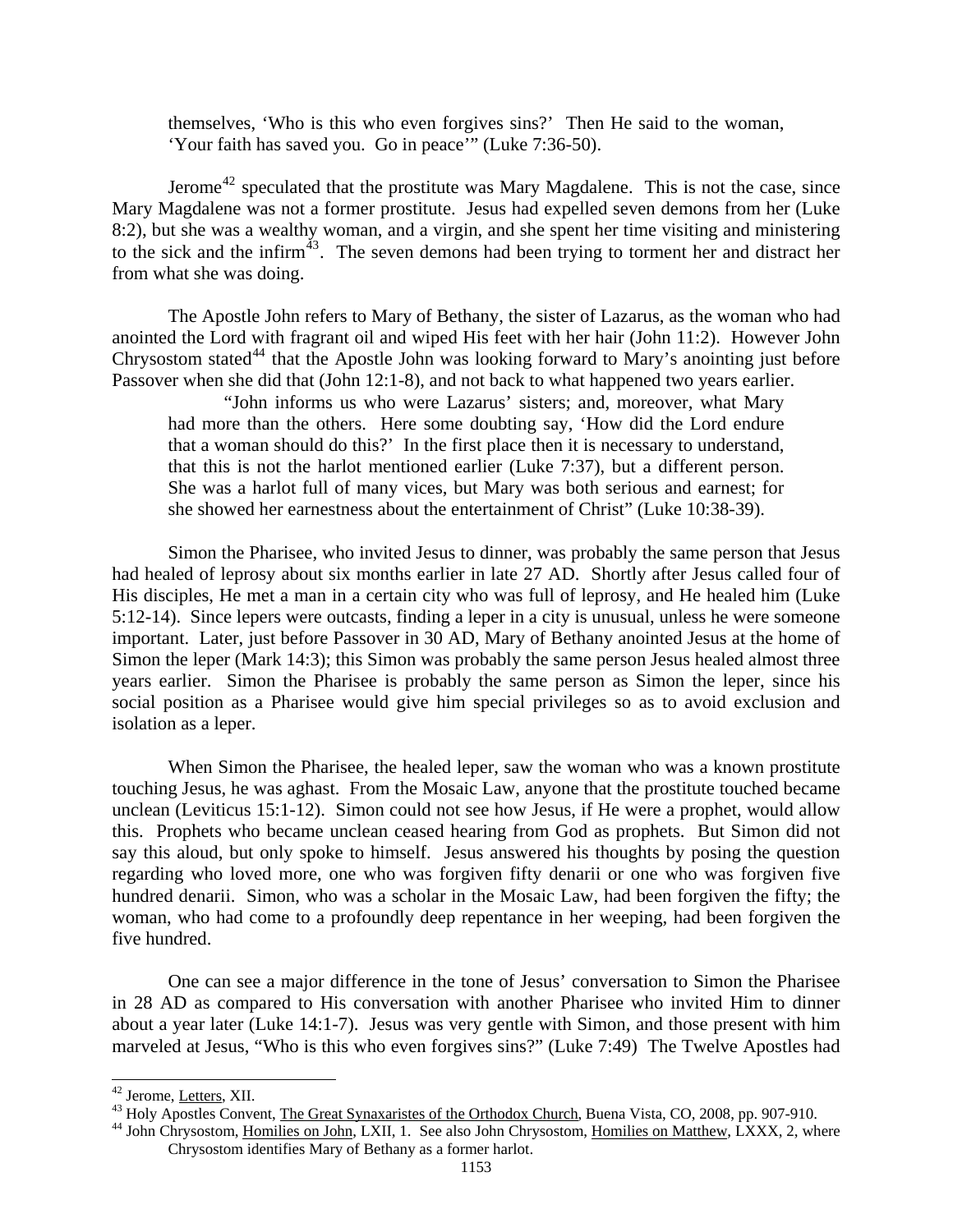> themselves, 'Who is this who even forgives sins?' Then He said to the woman, 'Your faith has saved you. Go in peace'" (Luke 7:36-50).

Jerome[42] speculated that the prostitute was Mary Magdalene. This is not the case, since Mary Magdalene was not a former prostitute. Jesus had expelled seven demons from her (Luke 8:2), but she was a wealthy woman, and a virgin, and she spent her time visiting and ministering to the sick and the infirm[43]. The seven demons had been trying to torment her and distract her from what she was doing.

The Apostle John refers to Mary of Bethany, the sister of Lazarus, as the woman who had anointed the Lord with fragrant oil and wiped His feet with her hair (John 11:2). However John Chrysostom stated[44] that the Apostle John was looking forward to Mary's anointing just before Passover when she did that (John 12:1-8), and not back to what happened two years earlier.

> "John informs us who were Lazarus' sisters; and, moreover, what Mary had more than the others. Here some doubting say, 'How did the Lord endure that a woman should do this?' In the first place then it is necessary to understand, that this is not the harlot mentioned earlier (Luke 7:37), but a different person. She was a harlot full of many vices, but Mary was both serious and earnest; for she showed her earnestness about the entertainment of Christ" (Luke 10:38-39).

Simon the Pharisee, who invited Jesus to dinner, was probably the same person that Jesus had healed of leprosy about six months earlier in late 27 AD. Shortly after Jesus called four of His disciples, He met a man in a certain city who was full of leprosy, and He healed him (Luke 5:12-14). Since lepers were outcasts, finding a leper in a city is unusual, unless he were someone important. Later, just before Passover in 30 AD, Mary of Bethany anointed Jesus at the home of Simon the leper (Mark 14:3); this Simon was probably the same person Jesus healed almost three years earlier. Simon the Pharisee is probably the same person as Simon the leper, since his social position as a Pharisee would give him special privileges so as to avoid exclusion and isolation as a leper.

When Simon the Pharisee, the healed leper, saw the woman who was a known prostitute touching Jesus, he was aghast. From the Mosaic Law, anyone that the prostitute touched became unclean (Leviticus 15:1-12). Simon could not see how Jesus, if He were a prophet, would allow this. Prophets who became unclean ceased hearing from God as prophets. But Simon did not say this aloud, but only spoke to himself. Jesus answered his thoughts by posing the question regarding who loved more, one who was forgiven fifty denarii or one who was forgiven five hundred denarii. Simon, who was a scholar in the Mosaic Law, had been forgiven the fifty; the woman, who had come to a profoundly deep repentance in her weeping, had been forgiven the five hundred.

One can see a major difference in the tone of Jesus' conversation to Simon the Pharisee in 28 AD as compared to His conversation with another Pharisee who invited Him to dinner about a year later (Luke 14:1-7). Jesus was very gentle with Simon, and those present with him marveled at Jesus, "Who is this who even forgives sins?" (Luke 7:49) The Twelve Apostles had

---

[42] Jerome, Letters, XII.

[43] Holy Apostles Convent, The Great Synaxaristes of the Orthodox Church, Buena Vista, CO, 2008, pp. 907-910.

[44] John Chrysostom, Homilies on John, LXII, 1. See also John Chrysostom, Homilies on Matthew, LXXX, 2, where Chrysostom identifies Mary of Bethany as a former harlot.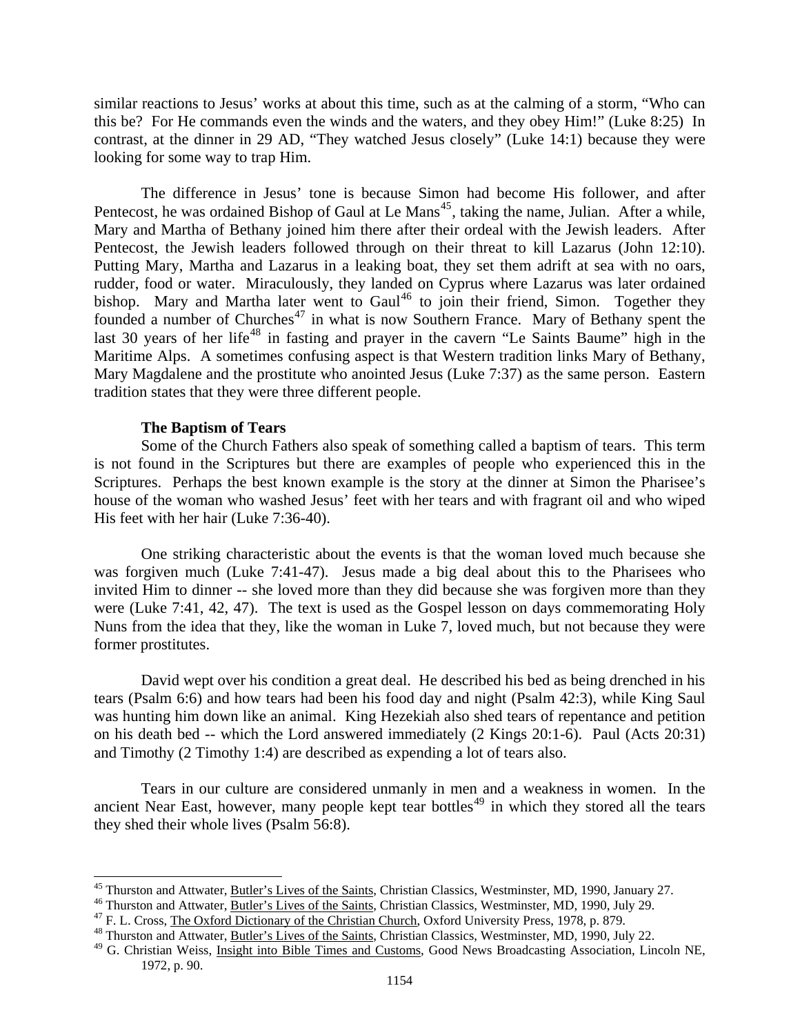similar reactions to Jesus' works at about this time, such as at the calming of a storm, "Who can this be? For He commands even the winds and the waters, and they obey Him!" (Luke 8:25) In contrast, at the dinner in 29 AD, "They watched Jesus closely" (Luke 14:1) because they were looking for some way to trap Him.

The difference in Jesus' tone is because Simon had become His follower, and after Pentecost, he was ordained Bishop of Gaul at Le Mans[45], taking the name, Julian. After a while, Mary and Martha of Bethany joined him there after their ordeal with the Jewish leaders. After Pentecost, the Jewish leaders followed through on their threat to kill Lazarus (John 12:10). Putting Mary, Martha and Lazarus in a leaking boat, they set them adrift at sea with no oars, rudder, food or water. Miraculously, they landed on Cyprus where Lazarus was later ordained bishop. Mary and Martha later went to Gaul[46] to join their friend, Simon. Together they founded a number of Churches[47] in what is now Southern France. Mary of Bethany spent the last 30 years of her life[48] in fasting and prayer in the cavern "Le Saints Baume" high in the Maritime Alps. A sometimes confusing aspect is that Western tradition links Mary of Bethany, Mary Magdalene and the prostitute who anointed Jesus (Luke 7:37) as the same person. Eastern tradition states that they were three different people.

**The Baptism of Tears**

Some of the Church Fathers also speak of something called a baptism of tears. This term is not found in the Scriptures but there are examples of people who experienced this in the Scriptures. Perhaps the best known example is the story at the dinner at Simon the Pharisee's house of the woman who washed Jesus' feet with her tears and with fragrant oil and who wiped His feet with her hair (Luke 7:36-40).

One striking characteristic about the events is that the woman loved much because she was forgiven much (Luke 7:41-47). Jesus made a big deal about this to the Pharisees who invited Him to dinner -- she loved more than they did because she was forgiven more than they were (Luke 7:41, 42, 47). The text is used as the Gospel lesson on days commemorating Holy Nuns from the idea that they, like the woman in Luke 7, loved much, but not because they were former prostitutes.

David wept over his condition a great deal. He described his bed as being drenched in his tears (Psalm 6:6) and how tears had been his food day and night (Psalm 42:3), while King Saul was hunting him down like an animal. King Hezekiah also shed tears of repentance and petition on his death bed -- which the Lord answered immediately (2 Kings 20:1-6). Paul (Acts 20:31) and Timothy (2 Timothy 1:4) are described as expending a lot of tears also.

Tears in our culture are considered unmanly in men and a weakness in women. In the ancient Near East, however, many people kept tear bottles[49] in which they stored all the tears they shed their whole lives (Psalm 56:8).

---

[45] Thurston and Attwater, Butler's Lives of the Saints, Christian Classics, Westminster, MD, 1990, January 27.

[46] Thurston and Attwater, Butler's Lives of the Saints, Christian Classics, Westminster, MD, 1990, July 29.

[47] F. L. Cross, The Oxford Dictionary of the Christian Church, Oxford University Press, 1978, p. 879.

[48] Thurston and Attwater, Butler's Lives of the Saints, Christian Classics, Westminster, MD, 1990, July 22.

[49] G. Christian Weiss, Insight into Bible Times and Customs, Good News Broadcasting Association, Lincoln NE, 1972, p. 90.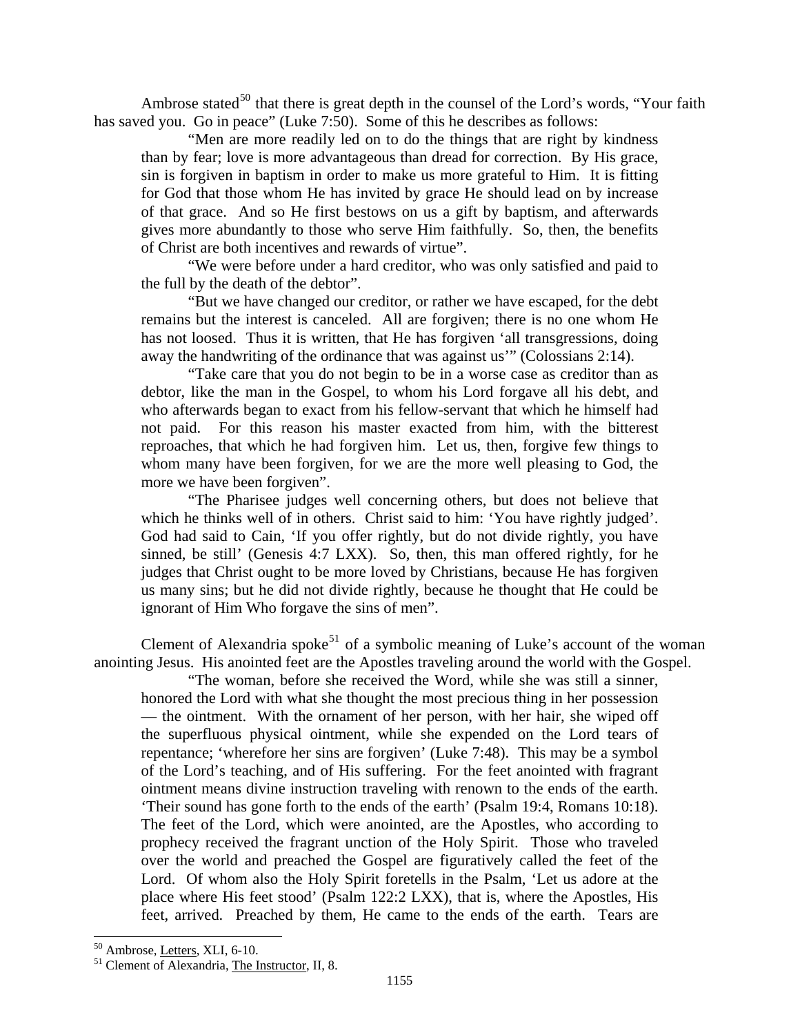Ambrose stated[50] that there is great depth in the counsel of the Lord's words, "Your faith has saved you. Go in peace" (Luke 7:50). Some of this he describes as follows:

> "Men are more readily led on to do the things that are right by kindness than by fear; love is more advantageous than dread for correction. By His grace, sin is forgiven in baptism in order to make us more grateful to Him. It is fitting for God that those whom He has invited by grace He should lead on by increase of that grace. And so He first bestows on us a gift by baptism, and afterwards gives more abundantly to those who serve Him faithfully. So, then, the benefits of Christ are both incentives and rewards of virtue".
>
> "We were before under a hard creditor, who was only satisfied and paid to the full by the death of the debtor".
>
> "But we have changed our creditor, or rather we have escaped, for the debt remains but the interest is canceled. All are forgiven; there is no one whom He has not loosed. Thus it is written, that He has forgiven 'all transgressions, doing away the handwriting of the ordinance that was against us'" (Colossians 2:14).
>
> "Take care that you do not begin to be in a worse case as creditor than as debtor, like the man in the Gospel, to whom his Lord forgave all his debt, and who afterwards began to exact from his fellow-servant that which he himself had not paid. For this reason his master exacted from him, with the bitterest reproaches, that which he had forgiven him. Let us, then, forgive few things to whom many have been forgiven, for we are the more well pleasing to God, the more we have been forgiven".
>
> "The Pharisee judges well concerning others, but does not believe that which he thinks well of in others. Christ said to him: 'You have rightly judged'. God had said to Cain, 'If you offer rightly, but do not divide rightly, you have sinned, be still' (Genesis 4:7 LXX). So, then, this man offered rightly, for he judges that Christ ought to be more loved by Christians, because He has forgiven us many sins; but he did not divide rightly, because he thought that He could be ignorant of Him Who forgave the sins of men".

Clement of Alexandria spoke[51] of a symbolic meaning of Luke's account of the woman anointing Jesus. His anointed feet are the Apostles traveling around the world with the Gospel.

> "The woman, before she received the Word, while she was still a sinner, honored the Lord with what she thought the most precious thing in her possession — the ointment. With the ornament of her person, with her hair, she wiped off the superfluous physical ointment, while she expended on the Lord tears of repentance; 'wherefore her sins are forgiven' (Luke 7:48). This may be a symbol of the Lord's teaching, and of His suffering. For the feet anointed with fragrant ointment means divine instruction traveling with renown to the ends of the earth. 'Their sound has gone forth to the ends of the earth' (Psalm 19:4, Romans 10:18). The feet of the Lord, which were anointed, are the Apostles, who according to prophecy received the fragrant unction of the Holy Spirit. Those who traveled over the world and preached the Gospel are figuratively called the feet of the Lord. Of whom also the Holy Spirit foretells in the Psalm, 'Let us adore at the place where His feet stood' (Psalm 122:2 LXX), that is, where the Apostles, His feet, arrived. Preached by them, He came to the ends of the earth. Tears are

---

[50] Ambrose, Letters, XLI, 6-10.

[51] Clement of Alexandria, The Instructor, II, 8.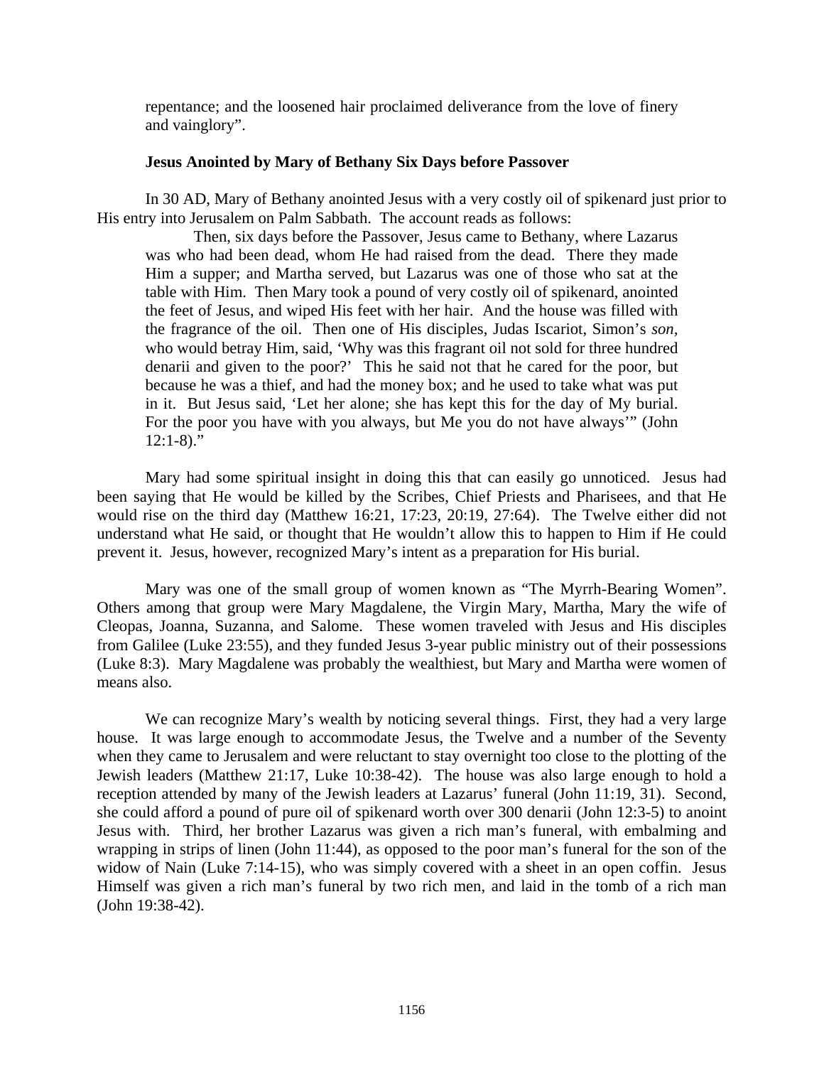repentance; and the loosened hair proclaimed deliverance from the love of finery and vainglory".

**Jesus Anointed by Mary of Bethany Six Days before Passover**

In 30 AD, Mary of Bethany anointed Jesus with a very costly oil of spikenard just prior to His entry into Jerusalem on Palm Sabbath. The account reads as follows:

> Then, six days before the Passover, Jesus came to Bethany, where Lazarus was who had been dead, whom He had raised from the dead. There they made Him a supper; and Martha served, but Lazarus was one of those who sat at the table with Him. Then Mary took a pound of very costly oil of spikenard, anointed the feet of Jesus, and wiped His feet with her hair. And the house was filled with the fragrance of the oil. Then one of His disciples, Judas Iscariot, Simon's *son*, who would betray Him, said, 'Why was this fragrant oil not sold for three hundred denarii and given to the poor?' This he said not that he cared for the poor, but because he was a thief, and had the money box; and he used to take what was put in it. But Jesus said, 'Let her alone; she has kept this for the day of My burial. For the poor you have with you always, but Me you do not have always'" (John 12:1-8)."

Mary had some spiritual insight in doing this that can easily go unnoticed. Jesus had been saying that He would be killed by the Scribes, Chief Priests and Pharisees, and that He would rise on the third day (Matthew 16:21, 17:23, 20:19, 27:64). The Twelve either did not understand what He said, or thought that He wouldn't allow this to happen to Him if He could prevent it. Jesus, however, recognized Mary's intent as a preparation for His burial.

Mary was one of the small group of women known as "The Myrrh-Bearing Women". Others among that group were Mary Magdalene, the Virgin Mary, Martha, Mary the wife of Cleopas, Joanna, Suzanna, and Salome. These women traveled with Jesus and His disciples from Galilee (Luke 23:55), and they funded Jesus 3-year public ministry out of their possessions (Luke 8:3). Mary Magdalene was probably the wealthiest, but Mary and Martha were women of means also.

We can recognize Mary's wealth by noticing several things. First, they had a very large house. It was large enough to accommodate Jesus, the Twelve and a number of the Seventy when they came to Jerusalem and were reluctant to stay overnight too close to the plotting of the Jewish leaders (Matthew 21:17, Luke 10:38-42). The house was also large enough to hold a reception attended by many of the Jewish leaders at Lazarus' funeral (John 11:19, 31). Second, she could afford a pound of pure oil of spikenard worth over 300 denarii (John 12:3-5) to anoint Jesus with. Third, her brother Lazarus was given a rich man's funeral, with embalming and wrapping in strips of linen (John 11:44), as opposed to the poor man's funeral for the son of the widow of Nain (Luke 7:14-15), who was simply covered with a sheet in an open coffin. Jesus Himself was given a rich man's funeral by two rich men, and laid in the tomb of a rich man (John 19:38-42).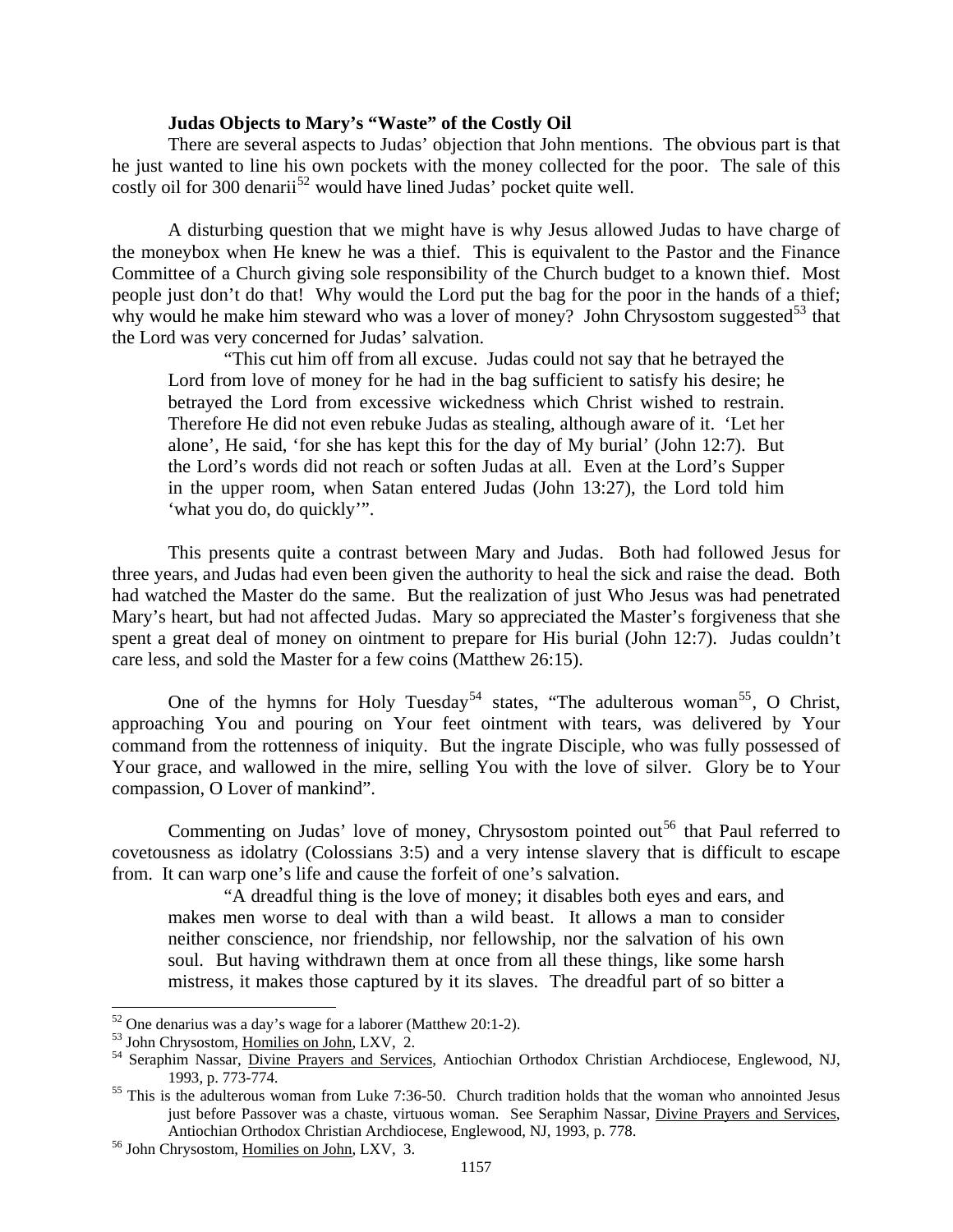**Judas Objects to Mary's "Waste" of the Costly Oil**

There are several aspects to Judas' objection that John mentions. The obvious part is that he just wanted to line his own pockets with the money collected for the poor. The sale of this costly oil for 300 denarii[52] would have lined Judas' pocket quite well.

A disturbing question that we might have is why Jesus allowed Judas to have charge of the moneybox when He knew he was a thief. This is equivalent to the Pastor and the Finance Committee of a Church giving sole responsibility of the Church budget to a known thief. Most people just don't do that! Why would the Lord put the bag for the poor in the hands of a thief; why would he make him steward who was a lover of money? John Chrysostom suggested[53] that the Lord was very concerned for Judas' salvation.

> "This cut him off from all excuse. Judas could not say that he betrayed the Lord from love of money for he had in the bag sufficient to satisfy his desire; he betrayed the Lord from excessive wickedness which Christ wished to restrain. Therefore He did not even rebuke Judas as stealing, although aware of it. 'Let her alone', He said, 'for she has kept this for the day of My burial' (John 12:7). But the Lord's words did not reach or soften Judas at all. Even at the Lord's Supper in the upper room, when Satan entered Judas (John 13:27), the Lord told him 'what you do, do quickly'".

This presents quite a contrast between Mary and Judas. Both had followed Jesus for three years, and Judas had even been given the authority to heal the sick and raise the dead. Both had watched the Master do the same. But the realization of just Who Jesus was had penetrated Mary's heart, but had not affected Judas. Mary so appreciated the Master's forgiveness that she spent a great deal of money on ointment to prepare for His burial (John 12:7). Judas couldn't care less, and sold the Master for a few coins (Matthew 26:15).

One of the hymns for Holy Tuesday[54] states, "The adulterous woman[55], O Christ, approaching You and pouring on Your feet ointment with tears, was delivered by Your command from the rottenness of iniquity. But the ingrate Disciple, who was fully possessed of Your grace, and wallowed in the mire, selling You with the love of silver. Glory be to Your compassion, O Lover of mankind".

Commenting on Judas' love of money, Chrysostom pointed out[56] that Paul referred to covetousness as idolatry (Colossians 3:5) and a very intense slavery that is difficult to escape from. It can warp one's life and cause the forfeit of one's salvation.

> "A dreadful thing is the love of money; it disables both eyes and ears, and makes men worse to deal with than a wild beast. It allows a man to consider neither conscience, nor friendship, nor fellowship, nor the salvation of his own soul. But having withdrawn them at once from all these things, like some harsh mistress, it makes those captured by it its slaves. The dreadful part of so bitter a

---

[52] One denarius was a day's wage for a laborer (Matthew 20:1-2).

[53] John Chrysostom, Homilies on John, LXV, 2.

[54] Seraphim Nassar, Divine Prayers and Services, Antiochian Orthodox Christian Archdiocese, Englewood, NJ, 1993, p. 773-774.

[55] This is the adulterous woman from Luke 7:36-50. Church tradition holds that the woman who annointed Jesus just before Passover was a chaste, virtuous woman. See Seraphim Nassar, Divine Prayers and Services, Antiochian Orthodox Christian Archdiocese, Englewood, NJ, 1993, p. 778.

[56] John Chrysostom, Homilies on John, LXV, 3.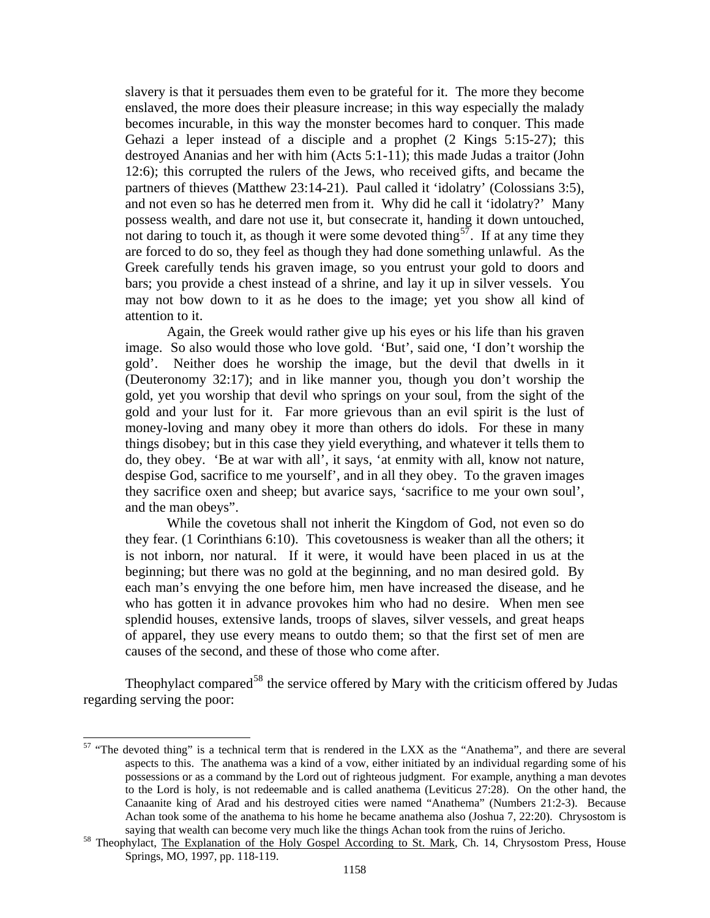slavery is that it persuades them even to be grateful for it. The more they become enslaved, the more does their pleasure increase; in this way especially the malady becomes incurable, in this way the monster becomes hard to conquer. This made Gehazi a leper instead of a disciple and a prophet (2 Kings 5:15-27); this destroyed Ananias and her with him (Acts 5:1-11); this made Judas a traitor (John 12:6); this corrupted the rulers of the Jews, who received gifts, and became the partners of thieves (Matthew 23:14-21). Paul called it 'idolatry' (Colossians 3:5), and not even so has he deterred men from it. Why did he call it 'idolatry?' Many possess wealth, and dare not use it, but consecrate it, handing it down untouched, not daring to touch it, as though it were some devoted thing[57]. If at any time they are forced to do so, they feel as though they had done something unlawful. As the Greek carefully tends his graven image, so you entrust your gold to doors and bars; you provide a chest instead of a shrine, and lay it up in silver vessels. You may not bow down to it as he does to the image; yet you show all kind of attention to it.

Again, the Greek would rather give up his eyes or his life than his graven image. So also would those who love gold. 'But', said one, 'I don't worship the gold'. Neither does he worship the image, but the devil that dwells in it (Deuteronomy 32:17); and in like manner you, though you don't worship the gold, yet you worship that devil who springs on your soul, from the sight of the gold and your lust for it. Far more grievous than an evil spirit is the lust of money-loving and many obey it more than others do idols. For these in many things disobey; but in this case they yield everything, and whatever it tells them to do, they obey. 'Be at war with all', it says, 'at enmity with all, know not nature, despise God, sacrifice to me yourself', and in all they obey. To the graven images they sacrifice oxen and sheep; but avarice says, 'sacrifice to me your own soul', and the man obeys".

While the covetous shall not inherit the Kingdom of God, not even so do they fear. (1 Corinthians 6:10). This covetousness is weaker than all the others; it is not inborn, nor natural. If it were, it would have been placed in us at the beginning; but there was no gold at the beginning, and no man desired gold. By each man's envying the one before him, men have increased the disease, and he who has gotten it in advance provokes him who had no desire. When men see splendid houses, extensive lands, troops of slaves, silver vessels, and great heaps of apparel, they use every means to outdo them; so that the first set of men are causes of the second, and these of those who come after.

Theophylact compared[58] the service offered by Mary with the criticism offered by Judas regarding serving the poor:

---

[57] "The devoted thing" is a technical term that is rendered in the LXX as the "Anathema", and there are several aspects to this. The anathema was a kind of a vow, either initiated by an individual regarding some of his possessions or as a command by the Lord out of righteous judgment. For example, anything a man devotes to the Lord is holy, is not redeemable and is called anathema (Leviticus 27:28). On the other hand, the Canaanite king of Arad and his destroyed cities were named "Anathema" (Numbers 21:2-3). Because Achan took some of the anathema to his home he became anathema also (Joshua 7, 22:20). Chrysostom is saying that wealth can become very much like the things Achan took from the ruins of Jericho.

[58] Theophylact, The Explanation of the Holy Gospel According to St. Mark, Ch. 14, Chrysostom Press, House Springs, MO, 1997, pp. 118-119.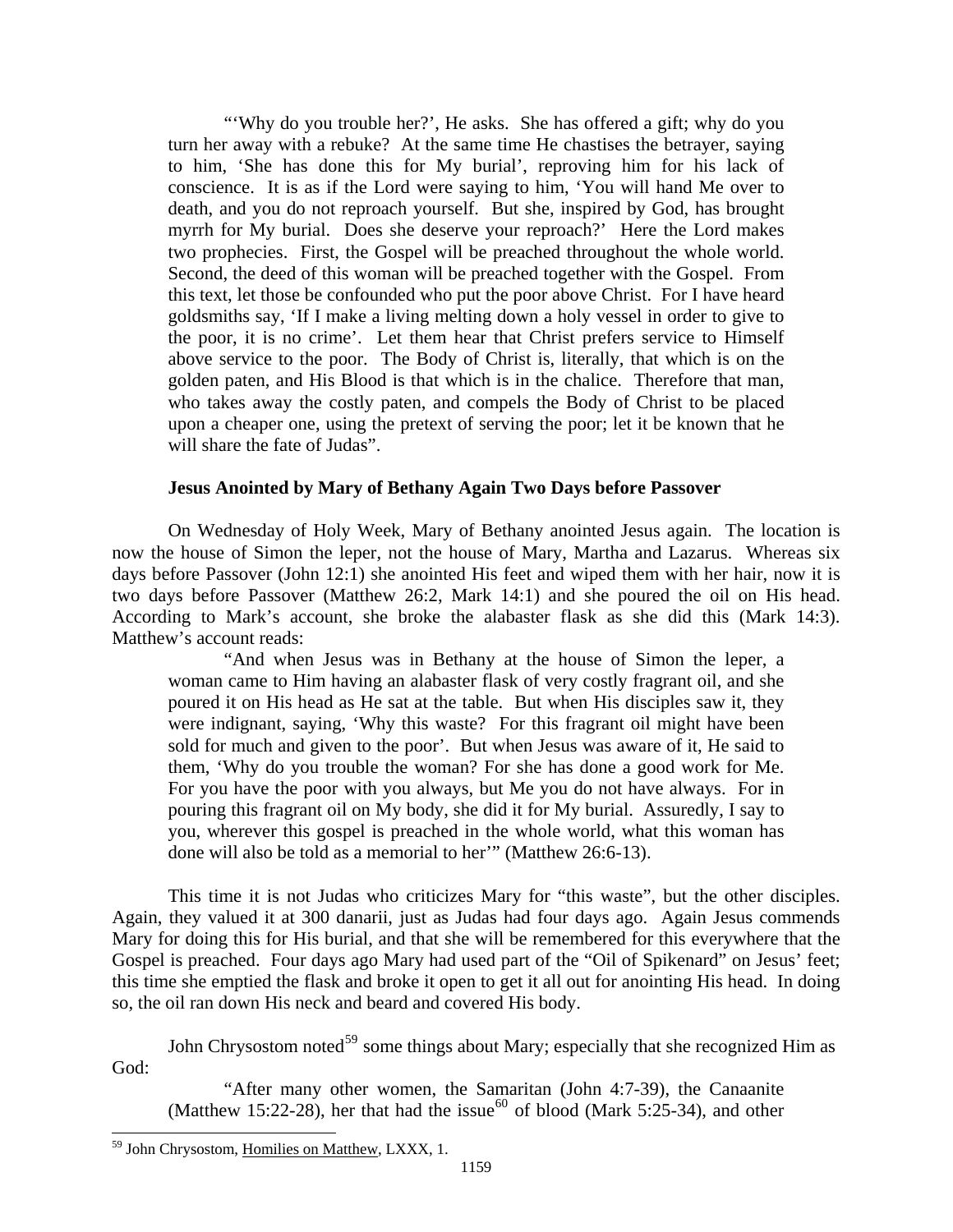"'Why do you trouble her?', He asks. She has offered a gift; why do you turn her away with a rebuke? At the same time He chastises the betrayer, saying to him, 'She has done this for My burial', reproving him for his lack of conscience. It is as if the Lord were saying to him, 'You will hand Me over to death, and you do not reproach yourself. But she, inspired by God, has brought myrrh for My burial. Does she deserve your reproach?' Here the Lord makes two prophecies. First, the Gospel will be preached throughout the whole world. Second, the deed of this woman will be preached together with the Gospel. From this text, let those be confounded who put the poor above Christ. For I have heard goldsmiths say, 'If I make a living melting down a holy vessel in order to give to the poor, it is no crime'. Let them hear that Christ prefers service to Himself above service to the poor. The Body of Christ is, literally, that which is on the golden paten, and His Blood is that which is in the chalice. Therefore that man, who takes away the costly paten, and compels the Body of Christ to be placed upon a cheaper one, using the pretext of serving the poor; let it be known that he will share the fate of Judas".

**Jesus Anointed by Mary of Bethany Again Two Days before Passover**

On Wednesday of Holy Week, Mary of Bethany anointed Jesus again. The location is now the house of Simon the leper, not the house of Mary, Martha and Lazarus. Whereas six days before Passover (John 12:1) she anointed His feet and wiped them with her hair, now it is two days before Passover (Matthew 26:2, Mark 14:1) and she poured the oil on His head. According to Mark's account, she broke the alabaster flask as she did this (Mark 14:3). Matthew's account reads:

"And when Jesus was in Bethany at the house of Simon the leper, a woman came to Him having an alabaster flask of very costly fragrant oil, and she poured it on His head as He sat at the table. But when His disciples saw it, they were indignant, saying, 'Why this waste? For this fragrant oil might have been sold for much and given to the poor'. But when Jesus was aware of it, He said to them, 'Why do you trouble the woman? For she has done a good work for Me. For you have the poor with you always, but Me you do not have always. For in pouring this fragrant oil on My body, she did it for My burial. Assuredly, I say to you, wherever this gospel is preached in the whole world, what this woman has done will also be told as a memorial to her'" (Matthew 26:6-13).

This time it is not Judas who criticizes Mary for "this waste", but the other disciples. Again, they valued it at 300 danarii, just as Judas had four days ago. Again Jesus commends Mary for doing this for His burial, and that she will be remembered for this everywhere that the Gospel is preached. Four days ago Mary had used part of the "Oil of Spikenard" on Jesus' feet; this time she emptied the flask and broke it open to get it all out for anointing His head. In doing so, the oil ran down His neck and beard and covered His body.

John Chrysostom noted[59] some things about Mary; especially that she recognized Him as God:

"After many other women, the Samaritan (John 4:7-39), the Canaanite (Matthew 15:22-28), her that had the issue[60] of blood (Mark 5:25-34), and other

---

[59] John Chrysostom, Homilies on Matthew, LXXX, 1.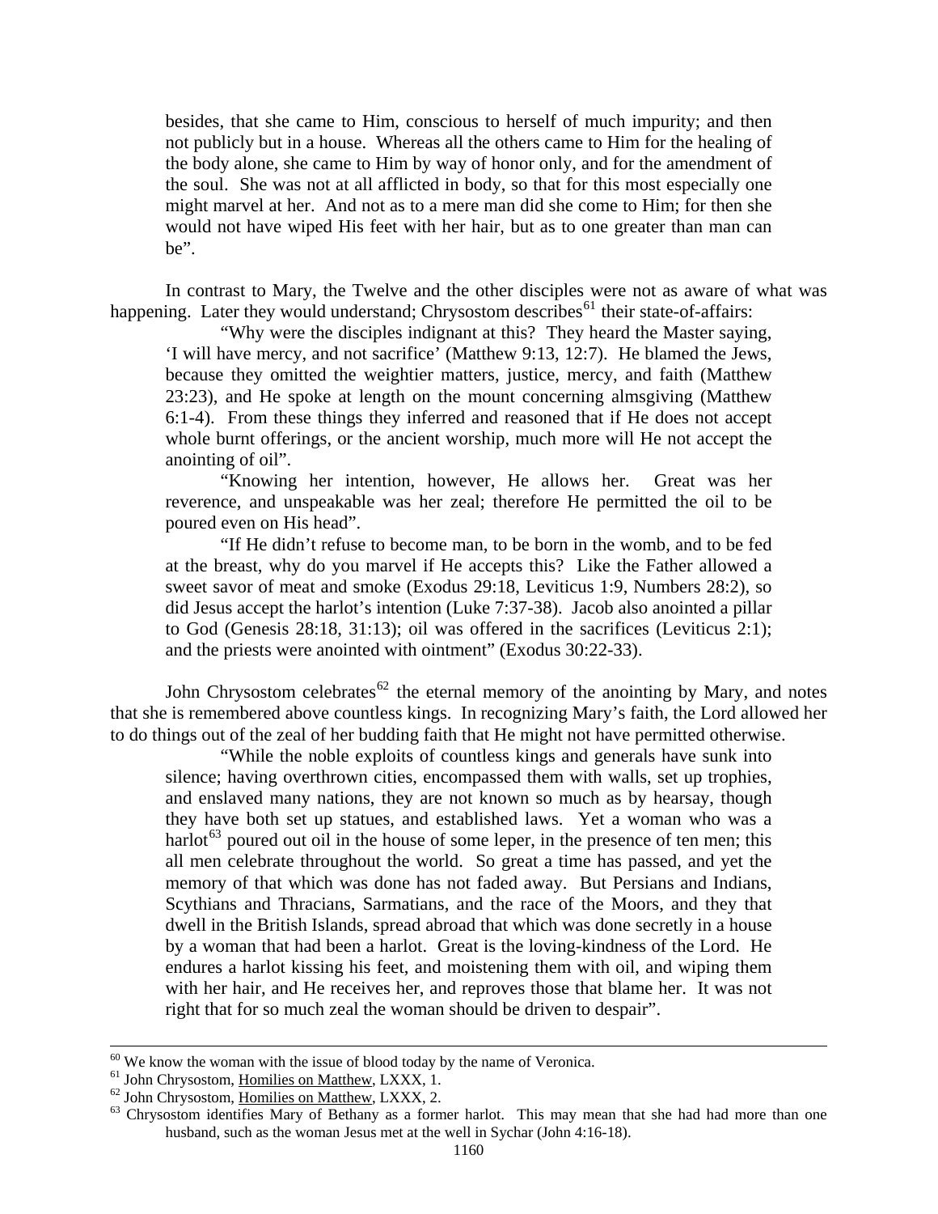> besides, that she came to Him, conscious to herself of much impurity; and then not publicly but in a house. Whereas all the others came to Him for the healing of the body alone, she came to Him by way of honor only, and for the amendment of the soul. She was not at all afflicted in body, so that for this most especially one might marvel at her. And not as to a mere man did she come to Him; for then she would not have wiped His feet with her hair, but as to one greater than man can be".

In contrast to Mary, the Twelve and the other disciples were not as aware of what was happening. Later they would understand; Chrysostom describes[61] their state-of-affairs:

> "Why were the disciples indignant at this? They heard the Master saying, 'I will have mercy, and not sacrifice' (Matthew 9:13, 12:7). He blamed the Jews, because they omitted the weightier matters, justice, mercy, and faith (Matthew 23:23), and He spoke at length on the mount concerning almsgiving (Matthew 6:1-4). From these things they inferred and reasoned that if He does not accept whole burnt offerings, or the ancient worship, much more will He not accept the anointing of oil".
>
> "Knowing her intention, however, He allows her. Great was her reverence, and unspeakable was her zeal; therefore He permitted the oil to be poured even on His head".
>
> "If He didn't refuse to become man, to be born in the womb, and to be fed at the breast, why do you marvel if He accepts this? Like the Father allowed a sweet savor of meat and smoke (Exodus 29:18, Leviticus 1:9, Numbers 28:2), so did Jesus accept the harlot's intention (Luke 7:37-38). Jacob also anointed a pillar to God (Genesis 28:18, 31:13); oil was offered in the sacrifices (Leviticus 2:1); and the priests were anointed with ointment" (Exodus 30:22-33).

John Chrysostom celebrates[62] the eternal memory of the anointing by Mary, and notes that she is remembered above countless kings. In recognizing Mary's faith, the Lord allowed her to do things out of the zeal of her budding faith that He might not have permitted otherwise.

> "While the noble exploits of countless kings and generals have sunk into silence; having overthrown cities, encompassed them with walls, set up trophies, and enslaved many nations, they are not known so much as by hearsay, though they have both set up statues, and established laws. Yet a woman who was a harlot[63] poured out oil in the house of some leper, in the presence of ten men; this all men celebrate throughout the world. So great a time has passed, and yet the memory of that which was done has not faded away. But Persians and Indians, Scythians and Thracians, Sarmatians, and the race of the Moors, and they that dwell in the British Islands, spread abroad that which was done secretly in a house by a woman that had been a harlot. Great is the loving-kindness of the Lord. He endures a harlot kissing his feet, and moistening them with oil, and wiping them with her hair, and He receives her, and reproves those that blame her. It was not right that for so much zeal the woman should be driven to despair".

---

[60] We know the woman with the issue of blood today by the name of Veronica.

[61] John Chrysostom, Homilies on Matthew, LXXX, 1.

[62] John Chrysostom, Homilies on Matthew, LXXX, 2.

[63] Chrysostom identifies Mary of Bethany as a former harlot. This may mean that she had had more than one husband, such as the woman Jesus met at the well in Sychar (John 4:16-18).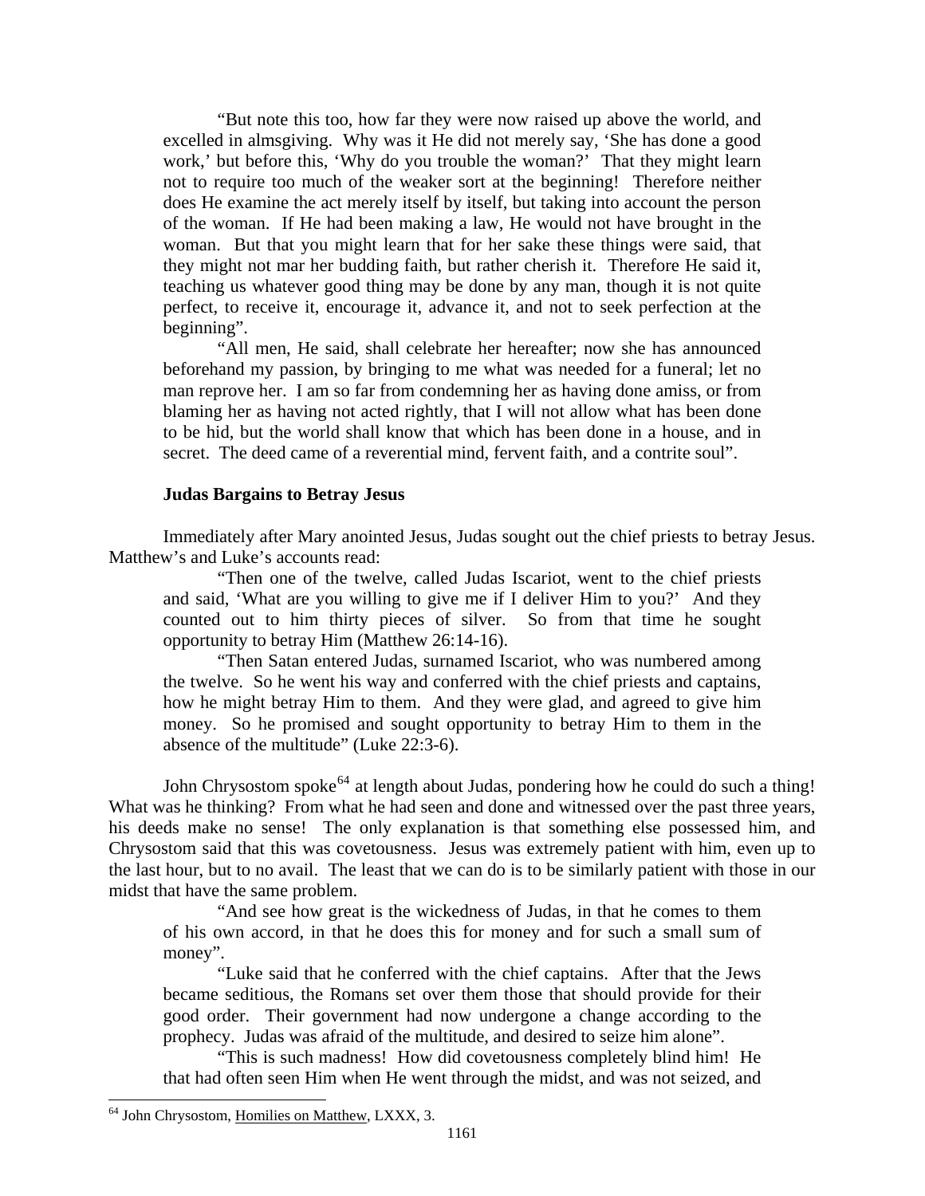"But note this too, how far they were now raised up above the world, and excelled in almsgiving. Why was it He did not merely say, 'She has done a good work,' but before this, 'Why do you trouble the woman?' That they might learn not to require too much of the weaker sort at the beginning! Therefore neither does He examine the act merely itself by itself, but taking into account the person of the woman. If He had been making a law, He would not have brought in the woman. But that you might learn that for her sake these things were said, that they might not mar her budding faith, but rather cherish it. Therefore He said it, teaching us whatever good thing may be done by any man, though it is not quite perfect, to receive it, encourage it, advance it, and not to seek perfection at the beginning".

"All men, He said, shall celebrate her hereafter; now she has announced beforehand my passion, by bringing to me what was needed for a funeral; let no man reprove her. I am so far from condemning her as having done amiss, or from blaming her as having not acted rightly, that I will not allow what has been done to be hid, but the world shall know that which has been done in a house, and in secret. The deed came of a reverential mind, fervent faith, and a contrite soul".

**Judas Bargains to Betray Jesus**

Immediately after Mary anointed Jesus, Judas sought out the chief priests to betray Jesus. Matthew's and Luke's accounts read:

> "Then one of the twelve, called Judas Iscariot, went to the chief priests and said, 'What are you willing to give me if I deliver Him to you?' And they counted out to him thirty pieces of silver. So from that time he sought opportunity to betray Him (Matthew 26:14-16).
>
> "Then Satan entered Judas, surnamed Iscariot, who was numbered among the twelve. So he went his way and conferred with the chief priests and captains, how he might betray Him to them. And they were glad, and agreed to give him money. So he promised and sought opportunity to betray Him to them in the absence of the multitude" (Luke 22:3-6).

John Chrysostom spoke[64] at length about Judas, pondering how he could do such a thing! What was he thinking? From what he had seen and done and witnessed over the past three years, his deeds make no sense! The only explanation is that something else possessed him, and Chrysostom said that this was covetousness. Jesus was extremely patient with him, even up to the last hour, but to no avail. The least that we can do is to be similarly patient with those in our midst that have the same problem.

> "And see how great is the wickedness of Judas, in that he comes to them of his own accord, in that he does this for money and for such a small sum of money".
>
> "Luke said that he conferred with the chief captains. After that the Jews became seditious, the Romans set over them those that should provide for their good order. Their government had now undergone a change according to the prophecy. Judas was afraid of the multitude, and desired to seize him alone".
>
> "This is such madness! How did covetousness completely blind him! He that had often seen Him when He went through the midst, and was not seized, and

[64] John Chrysostom, Homilies on Matthew, LXXX, 3.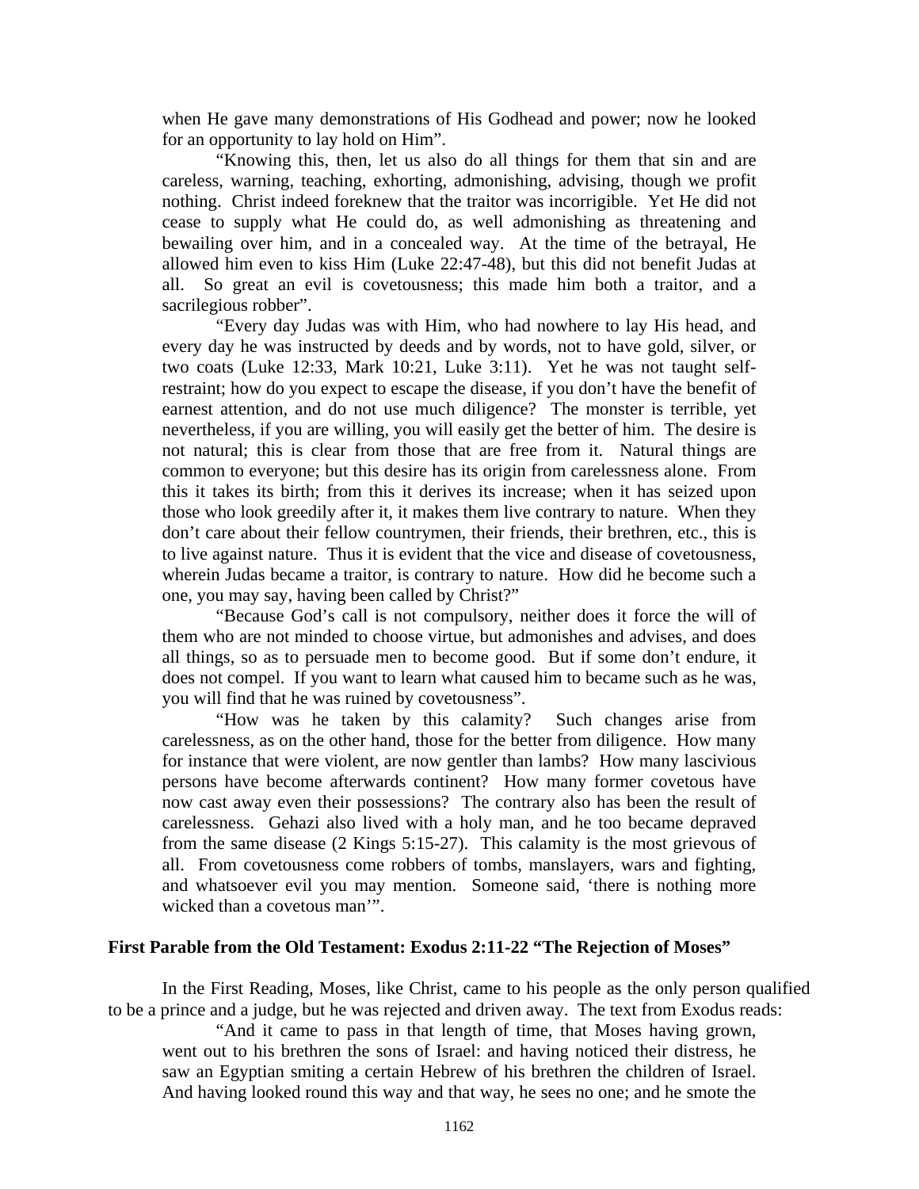when He gave many demonstrations of His Godhead and power; now he looked for an opportunity to lay hold on Him".

"Knowing this, then, let us also do all things for them that sin and are careless, warning, teaching, exhorting, admonishing, advising, though we profit nothing. Christ indeed foreknew that the traitor was incorrigible. Yet He did not cease to supply what He could do, as well admonishing as threatening and bewailing over him, and in a concealed way. At the time of the betrayal, He allowed him even to kiss Him (Luke 22:47-48), but this did not benefit Judas at all. So great an evil is covetousness; this made him both a traitor, and a sacrilegious robber".

"Every day Judas was with Him, who had nowhere to lay His head, and every day he was instructed by deeds and by words, not to have gold, silver, or two coats (Luke 12:33, Mark 10:21, Luke 3:11). Yet he was not taught self-restraint; how do you expect to escape the disease, if you don't have the benefit of earnest attention, and do not use much diligence? The monster is terrible, yet nevertheless, if you are willing, you will easily get the better of him. The desire is not natural; this is clear from those that are free from it. Natural things are common to everyone; but this desire has its origin from carelessness alone. From this it takes its birth; from this it derives its increase; when it has seized upon those who look greedily after it, it makes them live contrary to nature. When they don't care about their fellow countrymen, their friends, their brethren, etc., this is to live against nature. Thus it is evident that the vice and disease of covetousness, wherein Judas became a traitor, is contrary to nature. How did he become such a one, you may say, having been called by Christ?"

"Because God's call is not compulsory, neither does it force the will of them who are not minded to choose virtue, but admonishes and advises, and does all things, so as to persuade men to become good. But if some don't endure, it does not compel. If you want to learn what caused him to became such as he was, you will find that he was ruined by covetousness".

"How was he taken by this calamity? Such changes arise from carelessness, as on the other hand, those for the better from diligence. How many for instance that were violent, are now gentler than lambs? How many lascivious persons have become afterwards continent? How many former covetous have now cast away even their possessions? The contrary also has been the result of carelessness. Gehazi also lived with a holy man, and he too became depraved from the same disease (2 Kings 5:15-27). This calamity is the most grievous of all. From covetousness come robbers of tombs, manslayers, wars and fighting, and whatsoever evil you may mention. Someone said, 'there is nothing more wicked than a covetous man'".

**First Parable from the Old Testament: Exodus 2:11-22 "The Rejection of Moses"**

In the First Reading, Moses, like Christ, came to his people as the only person qualified to be a prince and a judge, but he was rejected and driven away. The text from Exodus reads:

"And it came to pass in that length of time, that Moses having grown, went out to his brethren the sons of Israel: and having noticed their distress, he saw an Egyptian smiting a certain Hebrew of his brethren the children of Israel. And having looked round this way and that way, he sees no one; and he smote the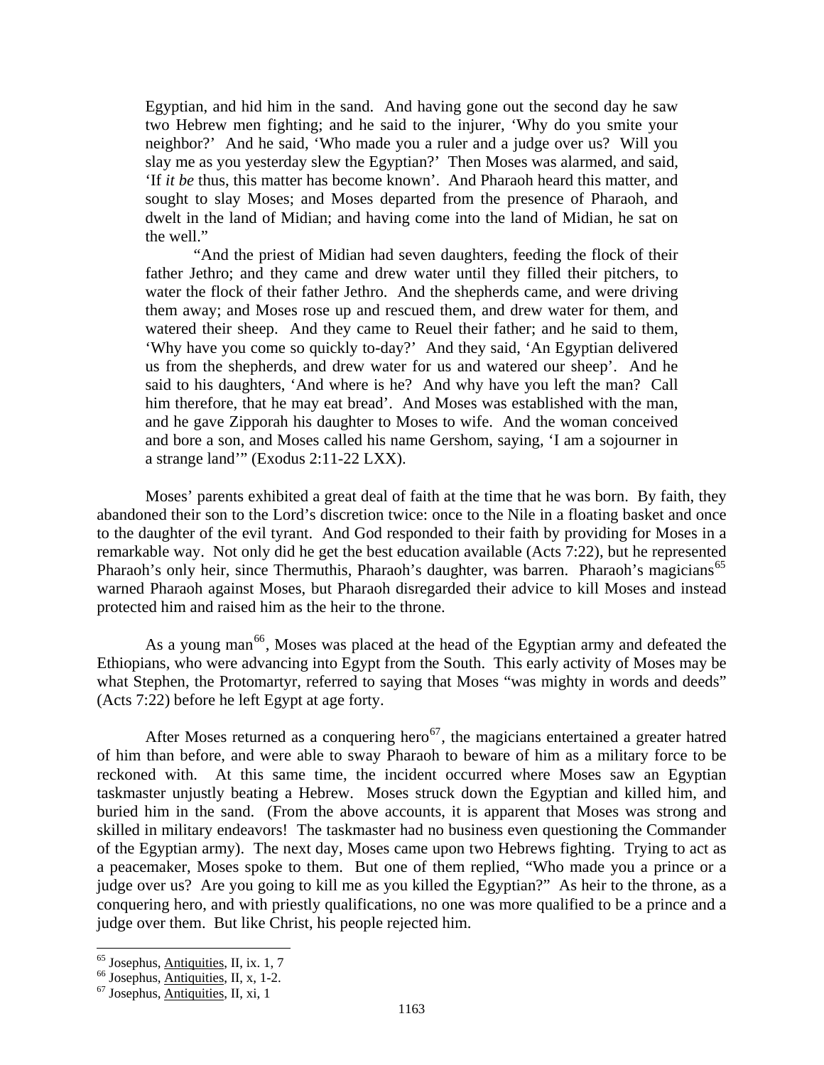> Egyptian, and hid him in the sand. And having gone out the second day he saw two Hebrew men fighting; and he said to the injurer, 'Why do you smite your neighbor?' And he said, 'Who made you a ruler and a judge over us? Will you slay me as you yesterday slew the Egyptian?' Then Moses was alarmed, and said, 'If *it be* thus, this matter has become known'. And Pharaoh heard this matter, and sought to slay Moses; and Moses departed from the presence of Pharaoh, and dwelt in the land of Midian; and having come into the land of Midian, he sat on the well."
>
> "And the priest of Midian had seven daughters, feeding the flock of their father Jethro; and they came and drew water until they filled their pitchers, to water the flock of their father Jethro. And the shepherds came, and were driving them away; and Moses rose up and rescued them, and drew water for them, and watered their sheep. And they came to Reuel their father; and he said to them, 'Why have you come so quickly to-day?' And they said, 'An Egyptian delivered us from the shepherds, and drew water for us and watered our sheep'. And he said to his daughters, 'And where is he? And why have you left the man? Call him therefore, that he may eat bread'. And Moses was established with the man, and he gave Zipporah his daughter to Moses to wife. And the woman conceived and bore a son, and Moses called his name Gershom, saying, 'I am a sojourner in a strange land'" (Exodus 2:11-22 LXX).

Moses' parents exhibited a great deal of faith at the time that he was born. By faith, they abandoned their son to the Lord's discretion twice: once to the Nile in a floating basket and once to the daughter of the evil tyrant. And God responded to their faith by providing for Moses in a remarkable way. Not only did he get the best education available (Acts 7:22), but he represented Pharaoh's only heir, since Thermuthis, Pharaoh's daughter, was barren. Pharaoh's magicians[65] warned Pharaoh against Moses, but Pharaoh disregarded their advice to kill Moses and instead protected him and raised him as the heir to the throne.

As a young man[66], Moses was placed at the head of the Egyptian army and defeated the Ethiopians, who were advancing into Egypt from the South. This early activity of Moses may be what Stephen, the Protomartyr, referred to saying that Moses "was mighty in words and deeds" (Acts 7:22) before he left Egypt at age forty.

After Moses returned as a conquering hero[67], the magicians entertained a greater hatred of him than before, and were able to sway Pharaoh to beware of him as a military force to be reckoned with. At this same time, the incident occurred where Moses saw an Egyptian taskmaster unjustly beating a Hebrew. Moses struck down the Egyptian and killed him, and buried him in the sand. (From the above accounts, it is apparent that Moses was strong and skilled in military endeavors! The taskmaster had no business even questioning the Commander of the Egyptian army). The next day, Moses came upon two Hebrews fighting. Trying to act as a peacemaker, Moses spoke to them. But one of them replied, "Who made you a prince or a judge over us? Are you going to kill me as you killed the Egyptian?" As heir to the throne, as a conquering hero, and with priestly qualifications, no one was more qualified to be a prince and a judge over them. But like Christ, his people rejected him.

---

[65] Josephus, Antiquities, II, ix. 1, 7

[66] Josephus, Antiquities, II, x, 1-2.

[67] Josephus, Antiquities, II, xi, 1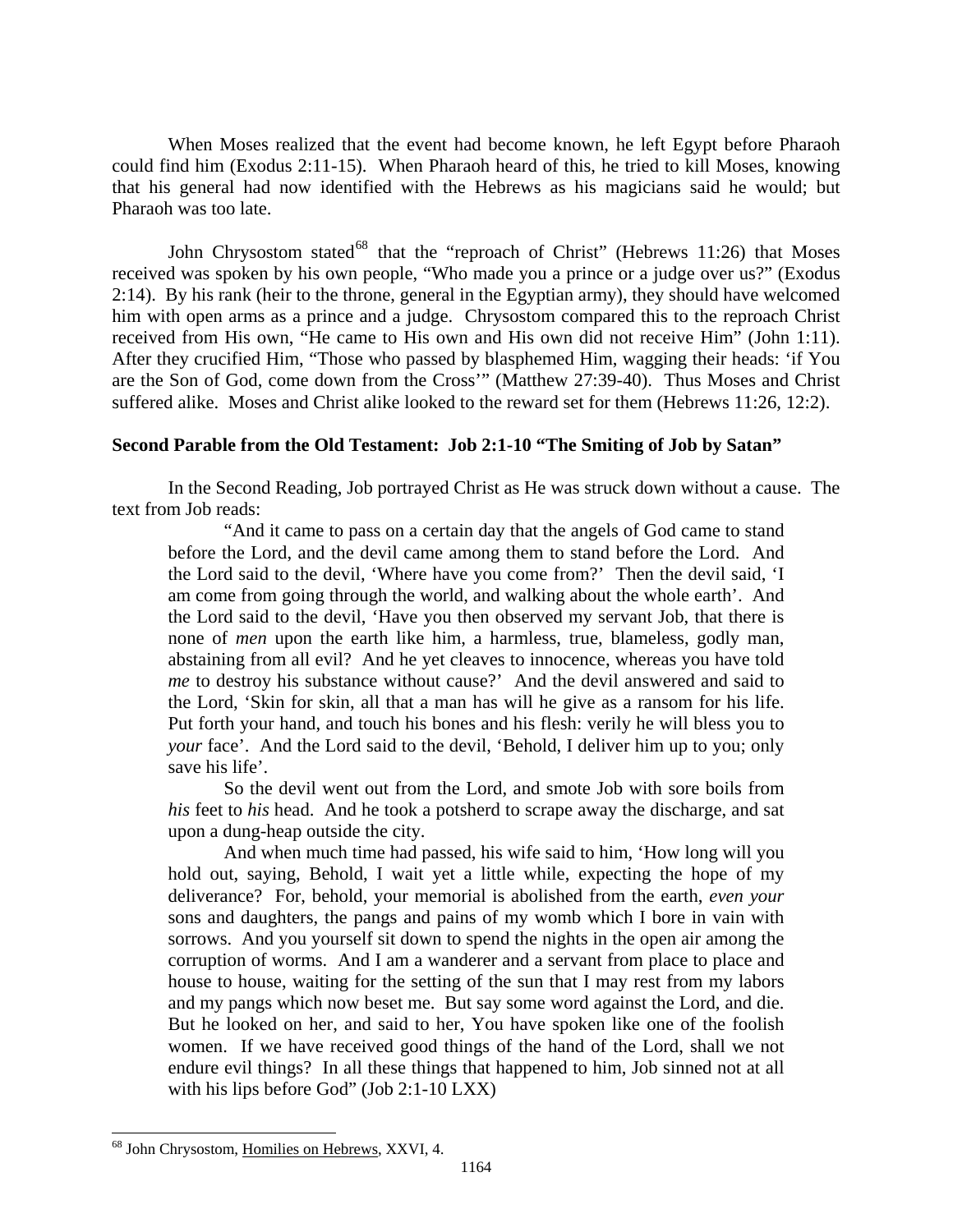When Moses realized that the event had become known, he left Egypt before Pharaoh could find him (Exodus 2:11-15). When Pharaoh heard of this, he tried to kill Moses, knowing that his general had now identified with the Hebrews as his magicians said he would; but Pharaoh was too late.

John Chrysostom stated[68] that the "reproach of Christ" (Hebrews 11:26) that Moses received was spoken by his own people, "Who made you a prince or a judge over us?" (Exodus 2:14). By his rank (heir to the throne, general in the Egyptian army), they should have welcomed him with open arms as a prince and a judge. Chrysostom compared this to the reproach Christ received from His own, "He came to His own and His own did not receive Him" (John 1:11). After they crucified Him, "Those who passed by blasphemed Him, wagging their heads: 'if You are the Son of God, come down from the Cross'" (Matthew 27:39-40). Thus Moses and Christ suffered alike. Moses and Christ alike looked to the reward set for them (Hebrews 11:26, 12:2).

**Second Parable from the Old Testament: Job 2:1-10 "The Smiting of Job by Satan"**

In the Second Reading, Job portrayed Christ as He was struck down without a cause. The text from Job reads:

> "And it came to pass on a certain day that the angels of God came to stand before the Lord, and the devil came among them to stand before the Lord. And the Lord said to the devil, 'Where have you come from?' Then the devil said, 'I am come from going through the world, and walking about the whole earth'. And the Lord said to the devil, 'Have you then observed my servant Job, that there is none of *men* upon the earth like him, a harmless, true, blameless, godly man, abstaining from all evil? And he yet cleaves to innocence, whereas you have told *me* to destroy his substance without cause?' And the devil answered and said to the Lord, 'Skin for skin, all that a man has will he give as a ransom for his life. Put forth your hand, and touch his bones and his flesh: verily he will bless you to *your* face'. And the Lord said to the devil, 'Behold, I deliver him up to you; only save his life'.
>
> So the devil went out from the Lord, and smote Job with sore boils from *his* feet to *his* head. And he took a potsherd to scrape away the discharge, and sat upon a dung-heap outside the city.
>
> And when much time had passed, his wife said to him, 'How long will you hold out, saying, Behold, I wait yet a little while, expecting the hope of my deliverance? For, behold, your memorial is abolished from the earth, *even your* sons and daughters, the pangs and pains of my womb which I bore in vain with sorrows. And you yourself sit down to spend the nights in the open air among the corruption of worms. And I am a wanderer and a servant from place to place and house to house, waiting for the setting of the sun that I may rest from my labors and my pangs which now beset me. But say some word against the Lord, and die. But he looked on her, and said to her, You have spoken like one of the foolish women. If we have received good things of the hand of the Lord, shall we not endure evil things? In all these things that happened to him, Job sinned not at all with his lips before God" (Job 2:1-10 LXX)

[68] John Chrysostom, Homilies on Hebrews, XXVI, 4.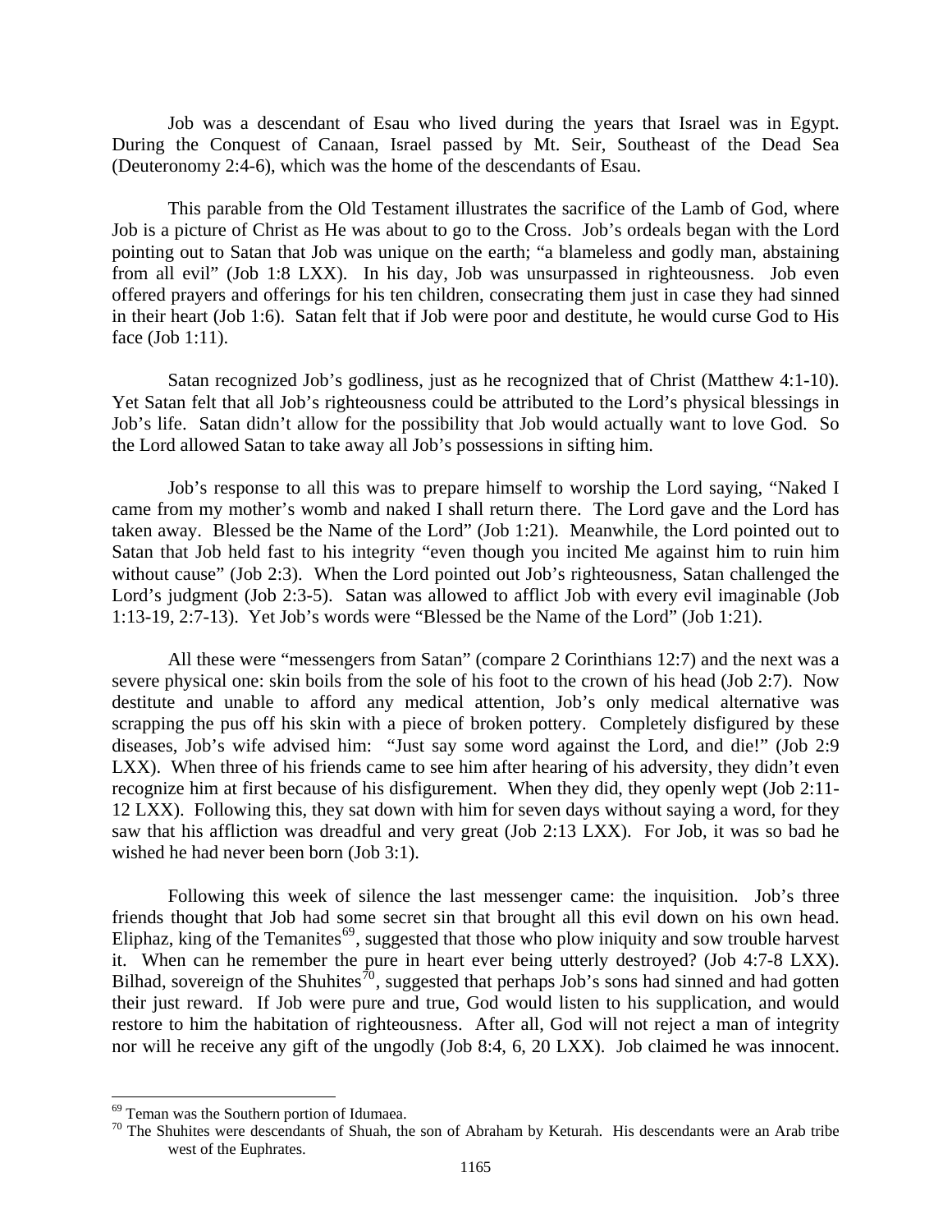Job was a descendant of Esau who lived during the years that Israel was in Egypt. During the Conquest of Canaan, Israel passed by Mt. Seir, Southeast of the Dead Sea (Deuteronomy 2:4-6), which was the home of the descendants of Esau.

This parable from the Old Testament illustrates the sacrifice of the Lamb of God, where Job is a picture of Christ as He was about to go to the Cross. Job's ordeals began with the Lord pointing out to Satan that Job was unique on the earth; "a blameless and godly man, abstaining from all evil" (Job 1:8 LXX). In his day, Job was unsurpassed in righteousness. Job even offered prayers and offerings for his ten children, consecrating them just in case they had sinned in their heart (Job 1:6). Satan felt that if Job were poor and destitute, he would curse God to His face (Job 1:11).

Satan recognized Job's godliness, just as he recognized that of Christ (Matthew 4:1-10). Yet Satan felt that all Job's righteousness could be attributed to the Lord's physical blessings in Job's life. Satan didn't allow for the possibility that Job would actually want to love God. So the Lord allowed Satan to take away all Job's possessions in sifting him.

Job's response to all this was to prepare himself to worship the Lord saying, "Naked I came from my mother's womb and naked I shall return there. The Lord gave and the Lord has taken away. Blessed be the Name of the Lord" (Job 1:21). Meanwhile, the Lord pointed out to Satan that Job held fast to his integrity "even though you incited Me against him to ruin him without cause" (Job 2:3). When the Lord pointed out Job's righteousness, Satan challenged the Lord's judgment (Job 2:3-5). Satan was allowed to afflict Job with every evil imaginable (Job 1:13-19, 2:7-13). Yet Job's words were "Blessed be the Name of the Lord" (Job 1:21).

All these were "messengers from Satan" (compare 2 Corinthians 12:7) and the next was a severe physical one: skin boils from the sole of his foot to the crown of his head (Job 2:7). Now destitute and unable to afford any medical attention, Job's only medical alternative was scrapping the pus off his skin with a piece of broken pottery. Completely disfigured by these diseases, Job's wife advised him: "Just say some word against the Lord, and die!" (Job 2:9 LXX). When three of his friends came to see him after hearing of his adversity, they didn't even recognize him at first because of his disfigurement. When they did, they openly wept (Job 2:11-12 LXX). Following this, they sat down with him for seven days without saying a word, for they saw that his affliction was dreadful and very great (Job 2:13 LXX). For Job, it was so bad he wished he had never been born (Job 3:1).

Following this week of silence the last messenger came: the inquisition. Job's three friends thought that Job had some secret sin that brought all this evil down on his own head. Eliphaz, king of the Temanites[69], suggested that those who plow iniquity and sow trouble harvest it. When can he remember the pure in heart ever being utterly destroyed? (Job 4:7-8 LXX). Bilhad, sovereign of the Shuhites[70], suggested that perhaps Job's sons had sinned and had gotten their just reward. If Job were pure and true, God would listen to his supplication, and would restore to him the habitation of righteousness. After all, God will not reject a man of integrity nor will he receive any gift of the ungodly (Job 8:4, 6, 20 LXX). Job claimed he was innocent.

---

[69] Teman was the Southern portion of Idumaea.

[70] The Shuhites were descendants of Shuah, the son of Abraham by Keturah. His descendants were an Arab tribe west of the Euphrates.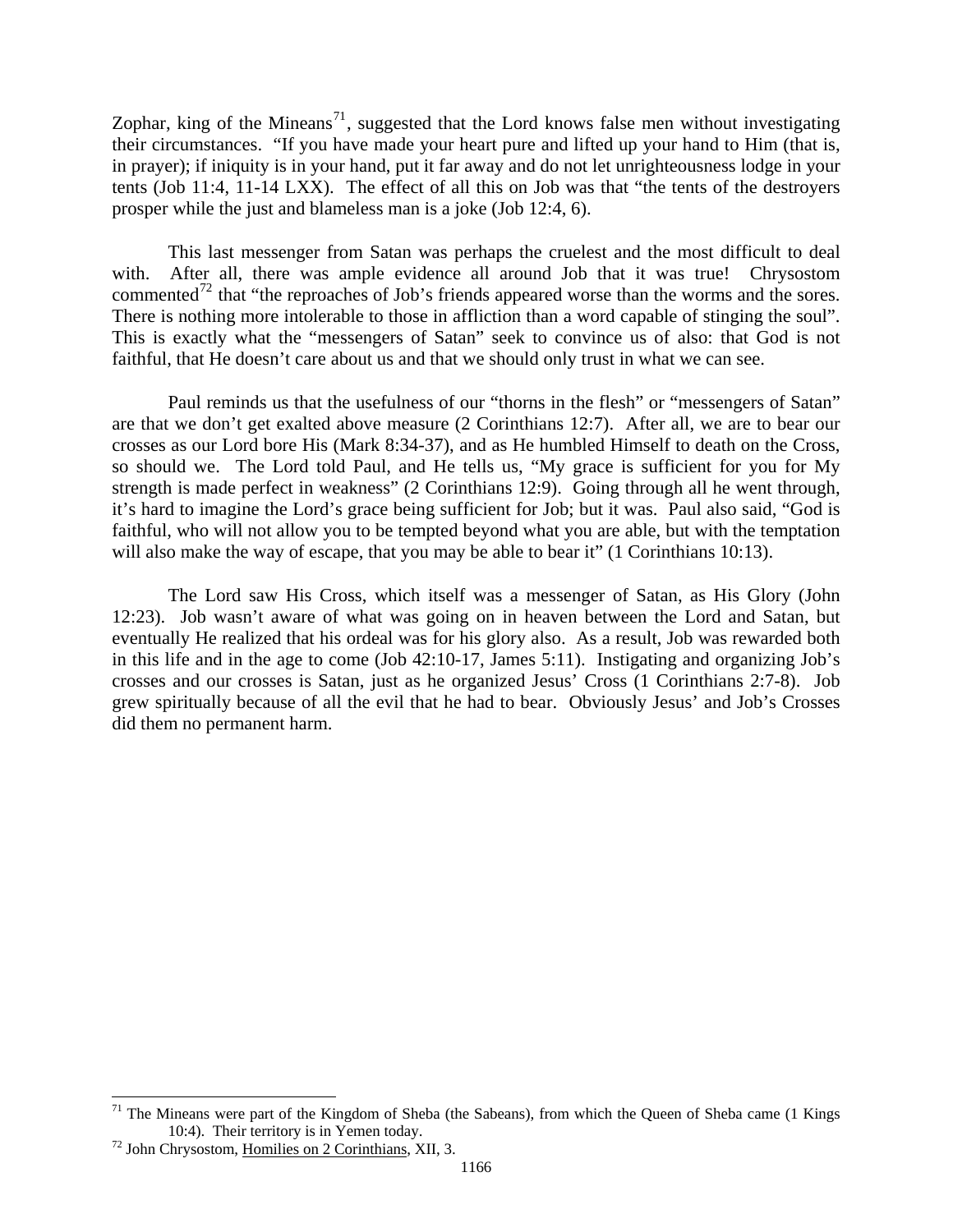Zophar, king of the Mineans[71], suggested that the Lord knows false men without investigating their circumstances. "If you have made your heart pure and lifted up your hand to Him (that is, in prayer); if iniquity is in your hand, put it far away and do not let unrighteousness lodge in your tents (Job 11:4, 11-14 LXX). The effect of all this on Job was that "the tents of the destroyers prosper while the just and blameless man is a joke (Job 12:4, 6).

This last messenger from Satan was perhaps the cruelest and the most difficult to deal with. After all, there was ample evidence all around Job that it was true! Chrysostom commented[72] that "the reproaches of Job's friends appeared worse than the worms and the sores. There is nothing more intolerable to those in affliction than a word capable of stinging the soul". This is exactly what the "messengers of Satan" seek to convince us of also: that God is not faithful, that He doesn't care about us and that we should only trust in what we can see.

Paul reminds us that the usefulness of our "thorns in the flesh" or "messengers of Satan" are that we don't get exalted above measure (2 Corinthians 12:7). After all, we are to bear our crosses as our Lord bore His (Mark 8:34-37), and as He humbled Himself to death on the Cross, so should we. The Lord told Paul, and He tells us, "My grace is sufficient for you for My strength is made perfect in weakness" (2 Corinthians 12:9). Going through all he went through, it's hard to imagine the Lord's grace being sufficient for Job; but it was. Paul also said, "God is faithful, who will not allow you to be tempted beyond what you are able, but with the temptation will also make the way of escape, that you may be able to bear it" (1 Corinthians 10:13).

The Lord saw His Cross, which itself was a messenger of Satan, as His Glory (John 12:23). Job wasn't aware of what was going on in heaven between the Lord and Satan, but eventually He realized that his ordeal was for his glory also. As a result, Job was rewarded both in this life and in the age to come (Job 42:10-17, James 5:11). Instigating and organizing Job's crosses and our crosses is Satan, just as he organized Jesus' Cross (1 Corinthians 2:7-8). Job grew spiritually because of all the evil that he had to bear. Obviously Jesus' and Job's Crosses did them no permanent harm.

---

[71] The Mineans were part of the Kingdom of Sheba (the Sabeans), from which the Queen of Sheba came (1 Kings 10:4). Their territory is in Yemen today.

[72] John Chrysostom, Homilies on 2 Corinthians, XII, 3.